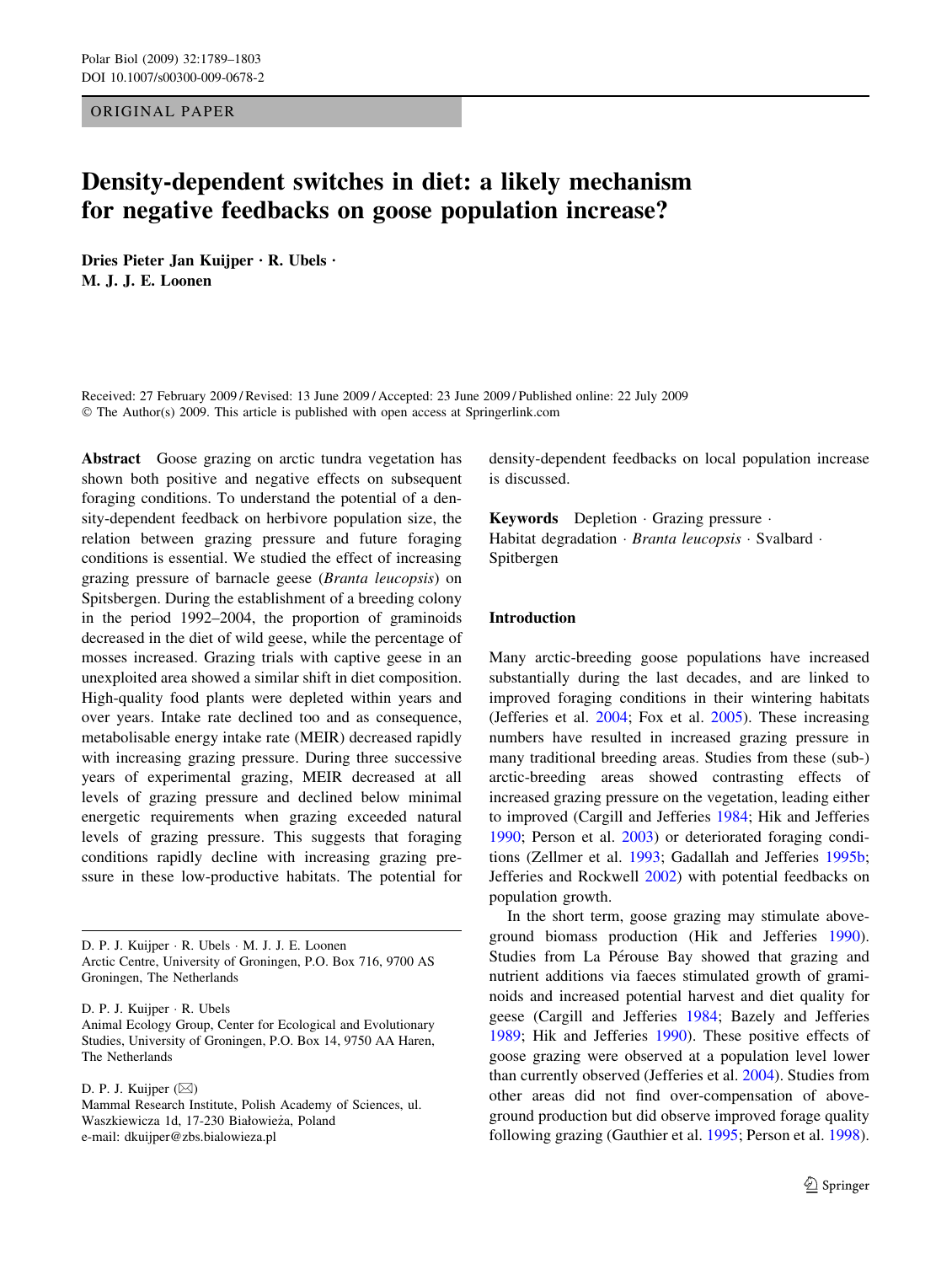ORIGINAL PAPER

# Density-dependent switches in diet: a likely mechanism for negative feedbacks on goose population increase?

**Dries Pieter Jan Kuijper · R. Ubels · M. J. J. E. Loonen**

Received: 27 February 2009 / Revised: 13 June 2009 / Accepted: 23 June 2009 / Published online: 22 July 2009
© The Author(s) 2009. This article is published with open access at Springerlink.com

**Abstract** Goose grazing on arctic tundra vegetation has shown both positive and negative effects on subsequent foraging conditions. To understand the potential of a density-dependent feedback on herbivore population size, the relation between grazing pressure and future foraging conditions is essential. We studied the effect of increasing grazing pressure of barnacle geese (*Branta leucopsis*) on Spitsbergen. During the establishment of a breeding colony in the period 1992–2004, the proportion of graminoids decreased in the diet of wild geese, while the percentage of mosses increased. Grazing trials with captive geese in an unexploited area showed a similar shift in diet composition. High-quality food plants were depleted within years and over years. Intake rate declined too and as consequence, metabolisable energy intake rate (MEIR) decreased rapidly with increasing grazing pressure. During three successive years of experimental grazing, MEIR decreased at all levels of grazing pressure and declined below minimal energetic requirements when grazing exceeded natural levels of grazing pressure. This suggests that foraging conditions rapidly decline with increasing grazing pressure in these low-productive habitats. The potential for density-dependent feedbacks on local population increase is discussed.

**Keywords** Depletion · Grazing pressure · Habitat degradation · *Branta leucopsis* · Svalbard · Spitbergen

D. P. J. Kuijper · R. Ubels · M. J. J. E. Loonen
Arctic Centre, University of Groningen, P.O. Box 716, 9700 AS Groningen, The Netherlands

D. P. J. Kuijper · R. Ubels
Animal Ecology Group, Center for Ecological and Evolutionary Studies, University of Groningen, P.O. Box 14, 9750 AA Haren, The Netherlands

D. P. J. Kuijper (✉)
Mammal Research Institute, Polish Academy of Sciences, ul. Waszkiewicza 1d, 17-230 Białowieża, Poland
e-mail: dkuijper@zbs.bialowieza.pl

## Introduction

Many arctic-breeding goose populations have increased substantially during the last decades, and are linked to improved foraging conditions in their wintering habitats (Jefferies et al. 2004; Fox et al. 2005). These increasing numbers have resulted in increased grazing pressure in many traditional breeding areas. Studies from these (sub-) arctic-breeding areas showed contrasting effects of increased grazing pressure on the vegetation, leading either to improved (Cargill and Jefferies 1984; Hik and Jefferies 1990; Person et al. 2003) or deteriorated foraging conditions (Zellmer et al. 1993; Gadallah and Jefferies 1995b; Jefferies and Rockwell 2002) with potential feedbacks on population growth.

In the short term, goose grazing may stimulate above-ground biomass production (Hik and Jefferies 1990). Studies from La Pérouse Bay showed that grazing and nutrient additions via faeces stimulated growth of graminoids and increased potential harvest and diet quality for geese (Cargill and Jefferies 1984; Bazely and Jefferies 1989; Hik and Jefferies 1990). These positive effects of goose grazing were observed at a population level lower than currently observed (Jefferies et al. 2004). Studies from other areas did not find over-compensation of above-ground production but did observe improved forage quality following grazing (Gauthier et al. 1995; Person et al. 1998).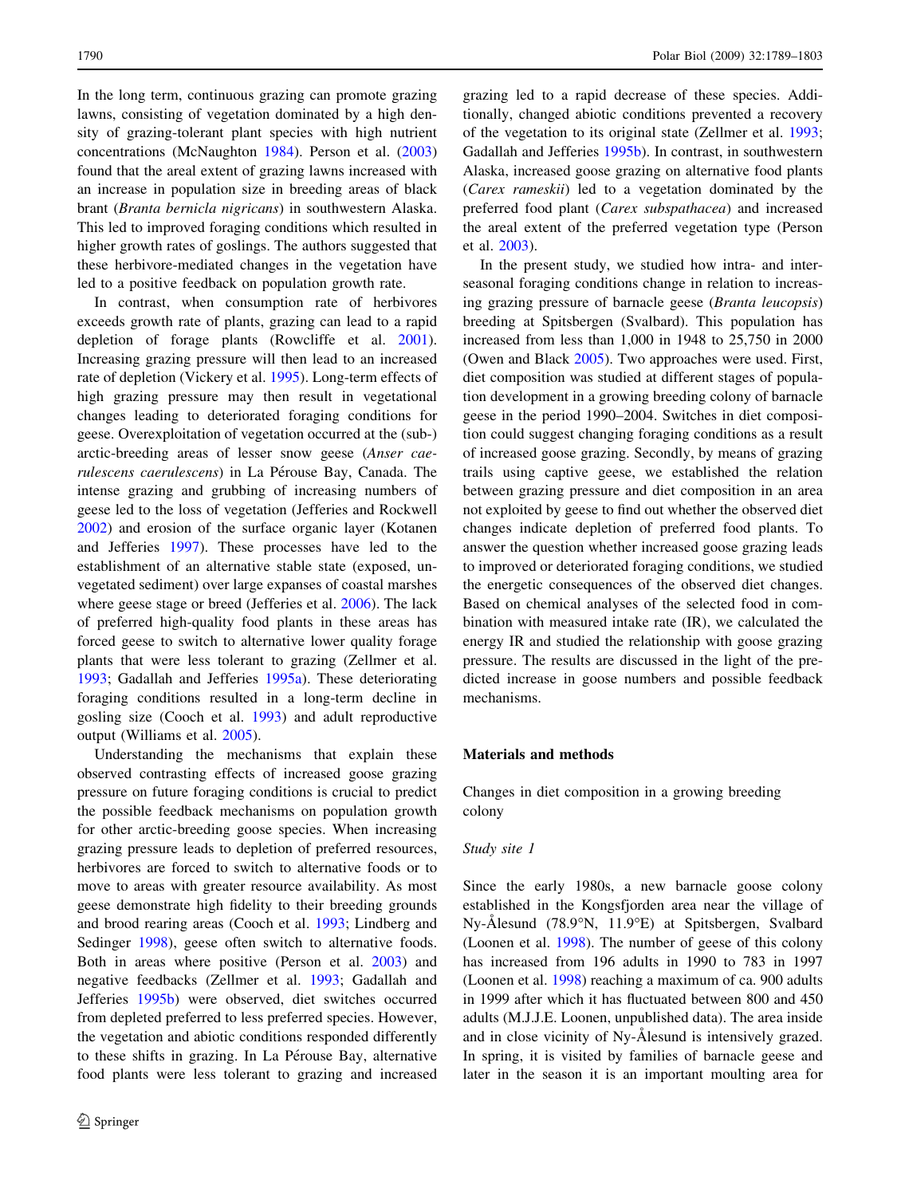In the long term, continuous grazing can promote grazing lawns, consisting of vegetation dominated by a high density of grazing-tolerant plant species with high nutrient concentrations (McNaughton 1984). Person et al. (2003) found that the areal extent of grazing lawns increased with an increase in population size in breeding areas of black brant (*Branta bernicla nigricans*) in southwestern Alaska. This led to improved foraging conditions which resulted in higher growth rates of goslings. The authors suggested that these herbivore-mediated changes in the vegetation have led to a positive feedback on population growth rate.

In contrast, when consumption rate of herbivores exceeds growth rate of plants, grazing can lead to a rapid depletion of forage plants (Rowcliffe et al. 2001). Increasing grazing pressure will then lead to an increased rate of depletion (Vickery et al. 1995). Long-term effects of high grazing pressure may then result in vegetational changes leading to deteriorated foraging conditions for geese. Overexploitation of vegetation occurred at the (sub-) arctic-breeding areas of lesser snow geese (*Anser caerulescens caerulescens*) in La Pérouse Bay, Canada. The intense grazing and grubbing of increasing numbers of geese led to the loss of vegetation (Jefferies and Rockwell 2002) and erosion of the surface organic layer (Kotanen and Jefferies 1997). These processes have led to the establishment of an alternative stable state (exposed, unvegetated sediment) over large expanses of coastal marshes where geese stage or breed (Jefferies et al. 2006). The lack of preferred high-quality food plants in these areas has forced geese to switch to alternative lower quality forage plants that were less tolerant to grazing (Zellmer et al. 1993; Gadallah and Jefferies 1995a). These deteriorating foraging conditions resulted in a long-term decline in gosling size (Cooch et al. 1993) and adult reproductive output (Williams et al. 2005).

Understanding the mechanisms that explain these observed contrasting effects of increased goose grazing pressure on future foraging conditions is crucial to predict the possible feedback mechanisms on population growth for other arctic-breeding goose species. When increasing grazing pressure leads to depletion of preferred resources, herbivores are forced to switch to alternative foods or to move to areas with greater resource availability. As most geese demonstrate high fidelity to their breeding grounds and brood rearing areas (Cooch et al. 1993; Lindberg and Sedinger 1998), geese often switch to alternative foods. Both in areas where positive (Person et al. 2003) and negative feedbacks (Zellmer et al. 1993; Gadallah and Jefferies 1995b) were observed, diet switches occurred from depleted preferred to less preferred species. However, the vegetation and abiotic conditions responded differently to these shifts in grazing. In La Pérouse Bay, alternative food plants were less tolerant to grazing and increased grazing led to a rapid decrease of these species. Additionally, changed abiotic conditions prevented a recovery of the vegetation to its original state (Zellmer et al. 1993; Gadallah and Jefferies 1995b). In contrast, in southwestern Alaska, increased goose grazing on alternative food plants (*Carex rameskii*) led to a vegetation dominated by the preferred food plant (*Carex subspathacea*) and increased the areal extent of the preferred vegetation type (Person et al. 2003).

In the present study, we studied how intra- and interseasonal foraging conditions change in relation to increasing grazing pressure of barnacle geese (*Branta leucopsis*) breeding at Spitsbergen (Svalbard). This population has increased from less than 1,000 in 1948 to 25,750 in 2000 (Owen and Black 2005). Two approaches were used. First, diet composition was studied at different stages of population development in a growing breeding colony of barnacle geese in the period 1990–2004. Switches in diet composition could suggest changing foraging conditions as a result of increased goose grazing. Secondly, by means of grazing trails using captive geese, we established the relation between grazing pressure and diet composition in an area not exploited by geese to find out whether the observed diet changes indicate depletion of preferred food plants. To answer the question whether increased goose grazing leads to improved or deteriorated foraging conditions, we studied the energetic consequences of the observed diet changes. Based on chemical analyses of the selected food in combination with measured intake rate (IR), we calculated the energy IR and studied the relationship with goose grazing pressure. The results are discussed in the light of the predicted increase in goose numbers and possible feedback mechanisms.

## Materials and methods

### Changes in diet composition in a growing breeding colony

#### *Study site 1*

Since the early 1980s, a new barnacle goose colony established in the Kongsfjorden area near the village of Ny-Ålesund (78.9°N, 11.9°E) at Spitsbergen, Svalbard (Loonen et al. 1998). The number of geese of this colony has increased from 196 adults in 1990 to 783 in 1997 (Loonen et al. 1998) reaching a maximum of ca. 900 adults in 1999 after which it has fluctuated between 800 and 450 adults (M.J.J.E. Loonen, unpublished data). The area inside and in close vicinity of Ny-Ålesund is intensively grazed. In spring, it is visited by families of barnacle geese and later in the season it is an important moulting area for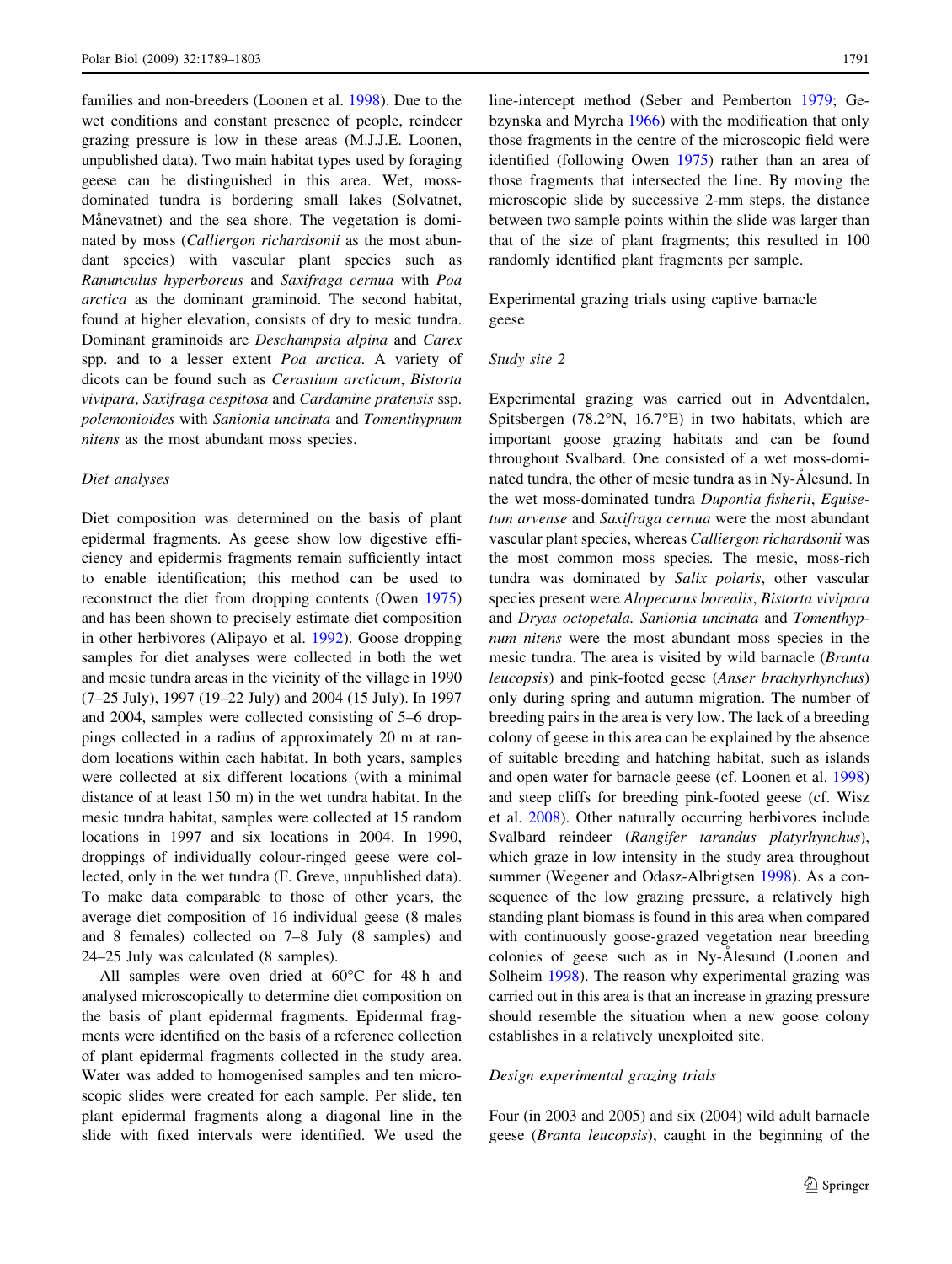families and non-breeders (Loonen et al. 1998). Due to the wet conditions and constant presence of people, reindeer grazing pressure is low in these areas (M.J.J.E. Loonen, unpublished data). Two main habitat types used by foraging geese can be distinguished in this area. Wet, moss-dominated tundra is bordering small lakes (Solvatnet, Månevatnet) and the sea shore. The vegetation is dominated by moss (*Calliergon richardsonii* as the most abundant species) with vascular plant species such as *Ranunculus hyperboreus* and *Saxifraga cernua* with *Poa arctica* as the dominant graminoid. The second habitat, found at higher elevation, consists of dry to mesic tundra. Dominant graminoids are *Deschampsia alpina* and *Carex* spp. and to a lesser extent *Poa arctica*. A variety of dicots can be found such as *Cerastium arcticum*, *Bistorta vivipara*, *Saxifraga cespitosa* and *Cardamine pratensis* ssp. *polemonioides* with *Sanionia uncinata* and *Tomenthypnum nitens* as the most abundant moss species.

### Diet analyses

Diet composition was determined on the basis of plant epidermal fragments. As geese show low digestive efficiency and epidermis fragments remain sufficiently intact to enable identification; this method can be used to reconstruct the diet from dropping contents (Owen 1975) and has been shown to precisely estimate diet composition in other herbivores (Alipayo et al. 1992). Goose dropping samples for diet analyses were collected in both the wet and mesic tundra areas in the vicinity of the village in 1990 (7–25 July), 1997 (19–22 July) and 2004 (15 July). In 1997 and 2004, samples were collected consisting of 5–6 droppings collected in a radius of approximately 20 m at random locations within each habitat. In both years, samples were collected at six different locations (with a minimal distance of at least 150 m) in the wet tundra habitat. In the mesic tundra habitat, samples were collected at 15 random locations in 1997 and six locations in 2004. In 1990, droppings of individually colour-ringed geese were collected, only in the wet tundra (F. Greve, unpublished data). To make data comparable to those of other years, the average diet composition of 16 individual geese (8 males and 8 females) collected on 7–8 July (8 samples) and 24–25 July was calculated (8 samples).

All samples were oven dried at 60°C for 48 h and analysed microscopically to determine diet composition on the basis of plant epidermal fragments. Epidermal fragments were identified on the basis of a reference collection of plant epidermal fragments collected in the study area. Water was added to homogenised samples and ten microscopic slides were created for each sample. Per slide, ten plant epidermal fragments along a diagonal line in the slide with fixed intervals were identified. We used the line-intercept method (Seber and Pemberton 1979; Gebzynska and Myrcha 1966) with the modification that only those fragments in the centre of the microscopic field were identified (following Owen 1975) rather than an area of those fragments that intersected the line. By moving the microscopic slide by successive 2-mm steps, the distance between two sample points within the slide was larger than that of the size of plant fragments; this resulted in 100 randomly identified plant fragments per sample.

## Experimental grazing trials using captive barnacle geese

### Study site 2

Experimental grazing was carried out in Adventdalen, Spitsbergen (78.2°N, 16.7°E) in two habitats, which are important goose grazing habitats and can be found throughout Svalbard. One consisted of a wet moss-dominated tundra, the other of mesic tundra as in Ny-Ålesund. In the wet moss-dominated tundra *Dupontia fisherii*, *Equisetum arvense* and *Saxifraga cernua* were the most abundant vascular plant species, whereas *Calliergon richardsonii* was the most common moss species. The mesic, moss-rich tundra was dominated by *Salix polaris*, other vascular species present were *Alopecurus borealis*, *Bistorta vivipara* and *Dryas octopetala*. *Sanionia uncinata* and *Tomenthypnum nitens* were the most abundant moss species in the mesic tundra. The area is visited by wild barnacle (*Branta leucopsis*) and pink-footed geese (*Anser brachyrhynchus*) only during spring and autumn migration. The number of breeding pairs in the area is very low. The lack of a breeding colony of geese in this area can be explained by the absence of suitable breeding and hatching habitat, such as islands and open water for barnacle geese (cf. Loonen et al. 1998) and steep cliffs for breeding pink-footed geese (cf. Wisz et al. 2008). Other naturally occurring herbivores include Svalbard reindeer (*Rangifer tarandus platyrhynchus*), which graze in low intensity in the study area throughout summer (Wegener and Odasz-Albrigtsen 1998). As a consequence of the low grazing pressure, a relatively high standing plant biomass is found in this area when compared with continuously goose-grazed vegetation near breeding colonies of geese such as in Ny-Ålesund (Loonen and Solheim 1998). The reason why experimental grazing was carried out in this area is that an increase in grazing pressure should resemble the situation when a new goose colony establishes in a relatively unexploited site.

### Design experimental grazing trials

Four (in 2003 and 2005) and six (2004) wild adult barnacle geese (*Branta leucopsis*), caught in the beginning of the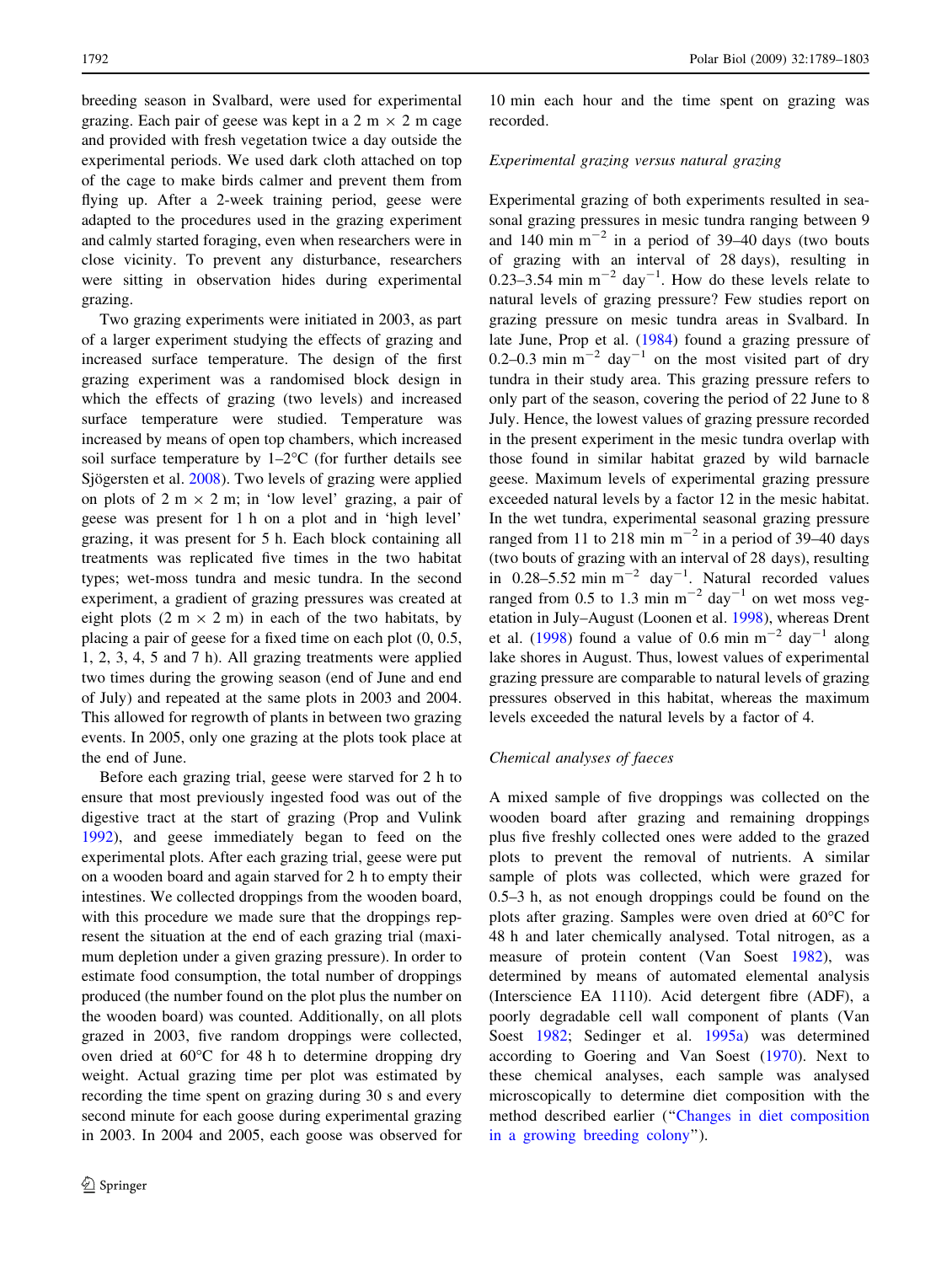breeding season in Svalbard, were used for experimental grazing. Each pair of geese was kept in a 2 m × 2 m cage and provided with fresh vegetation twice a day outside the experimental periods. We used dark cloth attached on top of the cage to make birds calmer and prevent them from flying up. After a 2-week training period, geese were adapted to the procedures used in the grazing experiment and calmly started foraging, even when researchers were in close vicinity. To prevent any disturbance, researchers were sitting in observation hides during experimental grazing.

Two grazing experiments were initiated in 2003, as part of a larger experiment studying the effects of grazing and increased surface temperature. The design of the first grazing experiment was a randomised block design in which the effects of grazing (two levels) and increased surface temperature were studied. Temperature was increased by means of open top chambers, which increased soil surface temperature by 1–2°C (for further details see Sjögersten et al. 2008). Two levels of grazing were applied on plots of 2 m × 2 m; in 'low level' grazing, a pair of geese was present for 1 h on a plot and in 'high level' grazing, it was present for 5 h. Each block containing all treatments was replicated five times in the two habitat types; wet-moss tundra and mesic tundra. In the second experiment, a gradient of grazing pressures was created at eight plots (2 m × 2 m) in each of the two habitats, by placing a pair of geese for a fixed time on each plot (0, 0.5, 1, 2, 3, 4, 5 and 7 h). All grazing treatments were applied two times during the growing season (end of June and end of July) and repeated at the same plots in 2003 and 2004. This allowed for regrowth of plants in between two grazing events. In 2005, only one grazing at the plots took place at the end of June.

Before each grazing trial, geese were starved for 2 h to ensure that most previously ingested food was out of the digestive tract at the start of grazing (Prop and Vulink 1992), and geese immediately began to feed on the experimental plots. After each grazing trial, geese were put on a wooden board and again starved for 2 h to empty their intestines. We collected droppings from the wooden board, with this procedure we made sure that the droppings represent the situation at the end of each grazing trial (maximum depletion under a given grazing pressure). In order to estimate food consumption, the total number of droppings produced (the number found on the plot plus the number on the wooden board) was counted. Additionally, on all plots grazed in 2003, five random droppings were collected, oven dried at 60°C for 48 h to determine dropping dry weight. Actual grazing time per plot was estimated by recording the time spent on grazing during 30 s and every second minute for each goose during experimental grazing in 2003. In 2004 and 2005, each goose was observed for 10 min each hour and the time spent on grazing was recorded.

### *Experimental grazing versus natural grazing*

Experimental grazing of both experiments resulted in seasonal grazing pressures in mesic tundra ranging between 9 and 140 min $m^{-2}$ in a period of 39–40 days (two bouts of grazing with an interval of 28 days), resulting in 0.23–3.54 min $m^{-2}$ $day^{-1}$. How do these levels relate to natural levels of grazing pressure? Few studies report on grazing pressure on mesic tundra areas in Svalbard. In late June, Prop et al. (1984) found a grazing pressure of 0.2–0.3 min $m^{-2}$ $day^{-1}$ on the most visited part of dry tundra in their study area. This grazing pressure refers to only part of the season, covering the period of 22 June to 8 July. Hence, the lowest values of grazing pressure recorded in the present experiment in the mesic tundra overlap with those found in similar habitat grazed by wild barnacle geese. Maximum levels of experimental grazing pressure exceeded natural levels by a factor 12 in the mesic habitat. In the wet tundra, experimental seasonal grazing pressure ranged from 11 to 218 min $m^{-2}$ in a period of 39–40 days (two bouts of grazing with an interval of 28 days), resulting in 0.28–5.52 min $m^{-2}$ $day^{-1}$. Natural recorded values ranged from 0.5 to 1.3 min $m^{-2}$ $day^{-1}$ on wet moss vegetation in July–August (Loonen et al. 1998), whereas Drent et al. (1998) found a value of 0.6 min $m^{-2}$ $day^{-1}$ along lake shores in August. Thus, lowest values of experimental grazing pressure are comparable to natural levels of grazing pressures observed in this habitat, whereas the maximum levels exceeded the natural levels by a factor of 4.

### *Chemical analyses of faeces*

A mixed sample of five droppings was collected on the wooden board after grazing and remaining droppings plus five freshly collected ones were added to the grazed plots to prevent the removal of nutrients. A similar sample of plots was collected, which were grazed for 0.5–3 h, as not enough droppings could be found on the plots after grazing. Samples were oven dried at 60°C for 48 h and later chemically analysed. Total nitrogen, as a measure of protein content (Van Soest 1982), was determined by means of automated elemental analysis (Interscience EA 1110). Acid detergent fibre (ADF), a poorly degradable cell wall component of plants (Van Soest 1982; Sedinger et al. 1995a) was determined according to Goering and Van Soest (1970). Next to these chemical analyses, each sample was analysed microscopically to determine diet composition with the method described earlier ("Changes in diet composition in a growing breeding colony").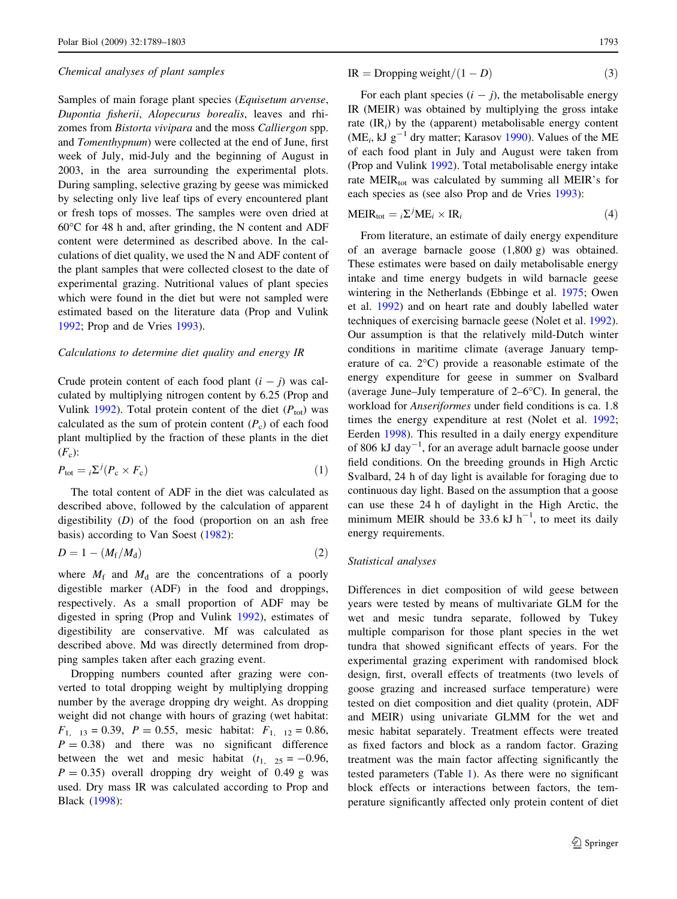### *Chemical analyses of plant samples*

Samples of main forage plant species (*Equisetum arvense*, *Dupontia fisherii*, *Alopecurus borealis*, leaves and rhizomes from *Bistorta vivipara* and the moss *Calliergon* spp. and *Tomenthypnum*) were collected at the end of June, first week of July, mid-July and the beginning of August in 2003, in the area surrounding the experimental plots. During sampling, selective grazing by geese was mimicked by selecting only live leaf tips of every encountered plant or fresh tops of mosses. The samples were oven dried at 60°C for 48 h and, after grinding, the N content and ADF content were determined as described above. In the calculations of diet quality, we used the N and ADF content of the plant samples that were collected closest to the date of experimental grazing. Nutritional values of plant species which were found in the diet but were not sampled were estimated based on the literature data (Prop and Vulink 1992; Prop and de Vries 1993).

### *Calculations to determine diet quality and energy IR*

Crude protein content of each food plant ($i - j$) was calculated by multiplying nitrogen content by 6.25 (Prop and Vulink 1992). Total protein content of the diet ($P_{\mathrm{tot}}$) was calculated as the sum of protein content ($P_{\mathrm{c}}$) of each food plant multiplied by the fraction of these plants in the diet ($F_{\mathrm{c}}$):

$$P_{\mathrm{tot}} = {}_{i}\Sigma^{j}(P_{\mathrm{c}} \times F_{\mathrm{c}}) \tag{1}$$

The total content of ADF in the diet was calculated as described above, followed by the calculation of apparent digestibility ($D$) of the food (proportion on an ash free basis) according to Van Soest (1982):

$$D = 1 - (M_{\mathrm{f}}/M_{\mathrm{d}}) \tag{2}$$

where $M_{\mathrm{f}}$ and $M_{\mathrm{d}}$ are the concentrations of a poorly digestible marker (ADF) in the food and droppings, respectively. As a small proportion of ADF may be digested in spring (Prop and Vulink 1992), estimates of digestibility are conservative. Mf was calculated as described above. Md was directly determined from dropping samples taken after each grazing event.

Dropping numbers counted after grazing were converted to total dropping weight by multiplying dropping number by the average dropping dry weight. As dropping weight did not change with hours of grazing (wet habitat: $F_{1,\ 13} = 0.39$, $P = 0.55$, mesic habitat: $F_{1,\ 12} = 0.86$, $P = 0.38$) and there was no significant difference between the wet and mesic habitat ($t_{1,\ 25} = -0.96$, $P = 0.35$) overall dropping dry weight of 0.49 g was used. Dry mass IR was calculated according to Prop and Black (1998):

$$\mathrm{IR} = \text{Dropping weight}/(1 - D) \tag{3}$$

For each plant species ($i - j$), the metabolisable energy IR (MEIR) was obtained by multiplying the gross intake rate ($\mathrm{IR}_i$) by the (apparent) metabolisable energy content ($\mathrm{ME}_i$, kJ $\mathrm{g}^{-1}$ dry matter; Karasov 1990). Values of the ME of each food plant in July and August were taken from (Prop and Vulink 1992). Total metabolisable energy intake rate $\mathrm{MEIR}_{\mathrm{tot}}$ was calculated by summing all MEIR's for each species as (see also Prop and de Vries 1993):

$$\mathrm{MEIR}_{\mathrm{tot}} = {}_{i}\Sigma^{j}\mathrm{ME}_i \times \mathrm{IR}_i \tag{4}$$

From literature, an estimate of daily energy expenditure of an average barnacle goose (1,800 g) was obtained. These estimates were based on daily metabolisable energy intake and time energy budgets in wild barnacle geese wintering in the Netherlands (Ebbinge et al. 1975; Owen et al. 1992) and on heart rate and doubly labelled water techniques of exercising barnacle geese (Nolet et al. 1992). Our assumption is that the relatively mild-Dutch winter conditions in maritime climate (average January temperature of ca. 2°C) provide a reasonable estimate of the energy expenditure for geese in summer on Svalbard (average June–July temperature of 2–6°C). In general, the workload for *Anseriformes* under field conditions is ca. 1.8 times the energy expenditure at rest (Nolet et al. 1992; Eerden 1998). This resulted in a daily energy expenditure of 806 kJ $\mathrm{day}^{-1}$, for an average adult barnacle goose under field conditions. On the breeding grounds in High Arctic Svalbard, 24 h of day light is available for foraging due to continuous day light. Based on the assumption that a goose can use these 24 h of daylight in the High Arctic, the minimum MEIR should be 33.6 kJ $\mathrm{h}^{-1}$, to meet its daily energy requirements.

### *Statistical analyses*

Differences in diet composition of wild geese between years were tested by means of multivariate GLM for the wet and mesic tundra separate, followed by Tukey multiple comparison for those plant species in the wet tundra that showed significant effects of years. For the experimental grazing experiment with randomised block design, first, overall effects of treatments (two levels of goose grazing and increased surface temperature) were tested on diet composition and diet quality (protein, ADF and MEIR) using univariate GLMM for the wet and mesic habitat separately. Treatment effects were treated as fixed factors and block as a random factor. Grazing treatment was the main factor affecting significantly the tested parameters (Table 1). As there were no significant block effects or interactions between factors, the temperature significantly affected only protein content of diet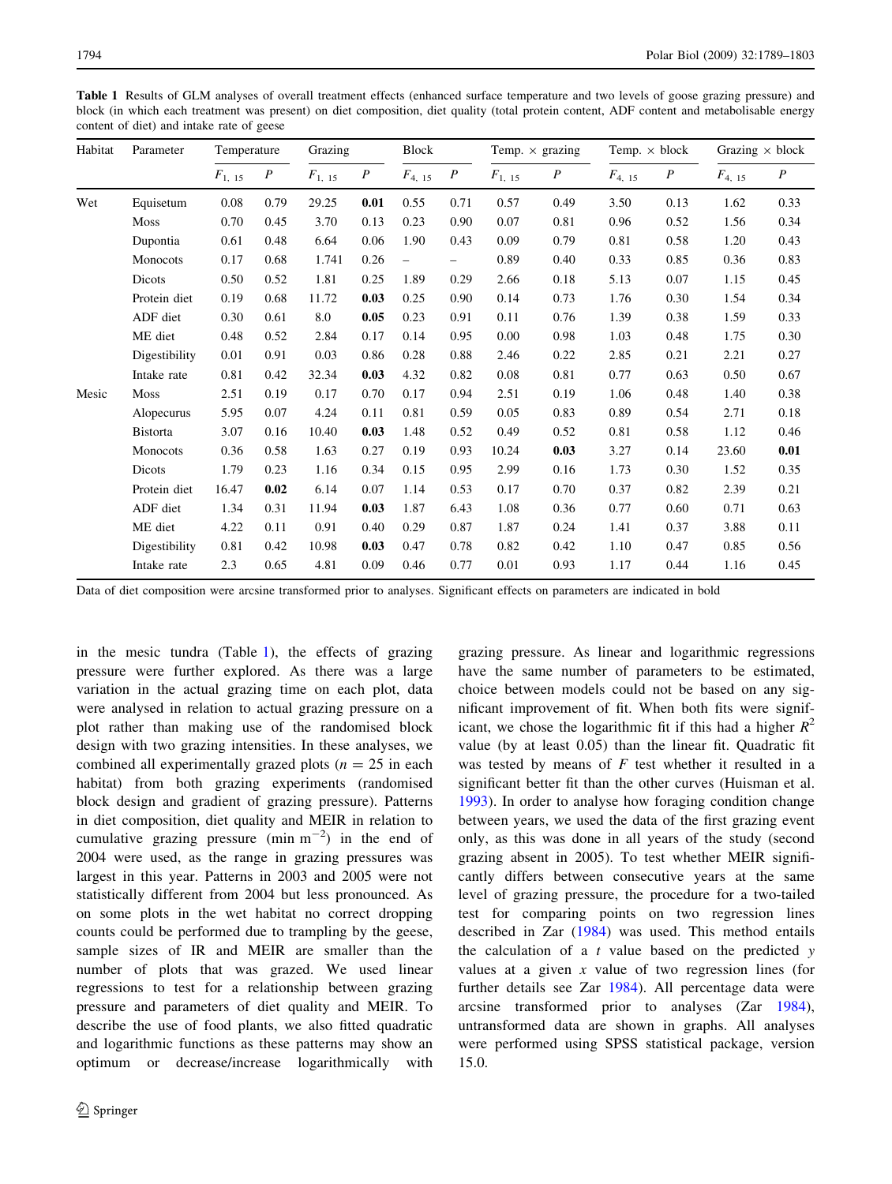**Table 1** Results of GLM analyses of overall treatment effects (enhanced surface temperature and two levels of goose grazing pressure) and block (in which each treatment was present) on diet composition, diet quality (total protein content, ADF content and metabolisable energy content of diet) and intake rate of geese

| Habitat | Parameter | Temperature | | Grazing | | Block | | Temp. × grazing | | Temp. × block | | Grazing × block | |
|---|---|---|---|---|---|---|---|---|---|---|---|---|---|
| | | $F_{1,\ 15}$ | $P$ | $F_{1,\ 15}$ | $P$ | $F_{4,\ 15}$ | $P$ | $F_{1,\ 15}$ | $P$ | $F_{4,\ 15}$ | $P$ | $F_{4,\ 15}$ | $P$ |
| Wet | Equisetum | 0.08 | 0.79 | 29.25 | **0.01** | 0.55 | 0.71 | 0.57 | 0.49 | 3.50 | 0.13 | 1.62 | 0.33 |
| | Moss | 0.70 | 0.45 | 3.70 | 0.13 | 0.23 | 0.90 | 0.07 | 0.81 | 0.96 | 0.52 | 1.56 | 0.34 |
| | Dupontia | 0.61 | 0.48 | 6.64 | 0.06 | 1.90 | 0.43 | 0.09 | 0.79 | 0.81 | 0.58 | 1.20 | 0.43 |
| | Monocots | 0.17 | 0.68 | 1.741 | 0.26 | – | – | 0.89 | 0.40 | 0.33 | 0.85 | 0.36 | 0.83 |
| | Dicots | 0.50 | 0.52 | 1.81 | 0.25 | 1.89 | 0.29 | 2.66 | 0.18 | 5.13 | 0.07 | 1.15 | 0.45 |
| | Protein diet | 0.19 | 0.68 | 11.72 | **0.03** | 0.25 | 0.90 | 0.14 | 0.73 | 1.76 | 0.30 | 1.54 | 0.34 |
| | ADF diet | 0.30 | 0.61 | 8.0 | **0.05** | 0.23 | 0.91 | 0.11 | 0.76 | 1.39 | 0.38 | 1.59 | 0.33 |
| | ME diet | 0.48 | 0.52 | 2.84 | 0.17 | 0.14 | 0.95 | 0.00 | 0.98 | 1.03 | 0.48 | 1.75 | 0.30 |
| | Digestibility | 0.01 | 0.91 | 0.03 | 0.86 | 0.28 | 0.88 | 2.46 | 0.22 | 2.85 | 0.21 | 2.21 | 0.27 |
| | Intake rate | 0.81 | 0.42 | 32.34 | **0.03** | 4.32 | 0.82 | 0.08 | 0.81 | 0.77 | 0.63 | 0.50 | 0.67 |
| Mesic | Moss | 2.51 | 0.19 | 0.17 | 0.70 | 0.17 | 0.94 | 2.51 | 0.19 | 1.06 | 0.48 | 1.40 | 0.38 |
| | Alopecurus | 5.95 | 0.07 | 4.24 | 0.11 | 0.81 | 0.59 | 0.05 | 0.83 | 0.89 | 0.54 | 2.71 | 0.18 |
| | Bistorta | 3.07 | 0.16 | 10.40 | **0.03** | 1.48 | 0.52 | 0.49 | 0.52 | 0.81 | 0.58 | 1.12 | 0.46 |
| | Monocots | 0.36 | 0.58 | 1.63 | 0.27 | 0.19 | 0.93 | 10.24 | **0.03** | 3.27 | 0.14 | 23.60 | **0.01** |
| | Dicots | 1.79 | 0.23 | 1.16 | 0.34 | 0.15 | 0.95 | 2.99 | 0.16 | 1.73 | 0.30 | 1.52 | 0.35 |
| | Protein diet | 16.47 | **0.02** | 6.14 | 0.07 | 1.14 | 0.53 | 0.17 | 0.70 | 0.37 | 0.82 | 2.39 | 0.21 |
| | ADF diet | 1.34 | 0.31 | 11.94 | **0.03** | 1.87 | 6.43 | 1.08 | 0.36 | 0.77 | 0.60 | 0.71 | 0.63 |
| | ME diet | 4.22 | 0.11 | 0.91 | 0.40 | 0.29 | 0.87 | 1.87 | 0.24 | 1.41 | 0.37 | 3.88 | 0.11 |
| | Digestibility | 0.81 | 0.42 | 10.98 | **0.03** | 0.47 | 0.78 | 0.82 | 0.42 | 1.10 | 0.47 | 0.85 | 0.56 |
| | Intake rate | 2.3 | 0.65 | 4.81 | 0.09 | 0.46 | 0.77 | 0.01 | 0.93 | 1.17 | 0.44 | 1.16 | 0.45 |

Data of diet composition were arcsine transformed prior to analyses. Significant effects on parameters are indicated in bold

in the mesic tundra (Table 1), the effects of grazing pressure were further explored. As there was a large variation in the actual grazing time on each plot, data were analysed in relation to actual grazing pressure on a plot rather than making use of the randomised block design with two grazing intensities. In these analyses, we combined all experimentally grazed plots ($n = 25$ in each habitat) from both grazing experiments (randomised block design and gradient of grazing pressure). Patterns in diet composition, diet quality and MEIR in relation to cumulative grazing pressure (min $m^{-2}$) in the end of 2004 were used, as the range in grazing pressures was largest in this year. Patterns in 2003 and 2005 were not statistically different from 2004 but less pronounced. As on some plots in the wet habitat no correct dropping counts could be performed due to trampling by the geese, sample sizes of IR and MEIR are smaller than the number of plots that was grazed. We used linear regressions to test for a relationship between grazing pressure and parameters of diet quality and MEIR. To describe the use of food plants, we also fitted quadratic and logarithmic functions as these patterns may show an optimum or decrease/increase logarithmically with grazing pressure. As linear and logarithmic regressions have the same number of parameters to be estimated, choice between models could not be based on any significant improvement of fit. When both fits were significant, we chose the logarithmic fit if this had a higher $R^2$ value (by at least 0.05) than the linear fit. Quadratic fit was tested by means of $F$ test whether it resulted in a significant better fit than the other curves (Huisman et al. 1993). In order to analyse how foraging condition change between years, we used the data of the first grazing event only, as this was done in all years of the study (second grazing absent in 2005). To test whether MEIR significantly differs between consecutive years at the same level of grazing pressure, the procedure for a two-tailed test for comparing points on two regression lines described in Zar (1984) was used. This method entails the calculation of a $t$ value based on the predicted $y$ values at a given $x$ value of two regression lines (for further details see Zar 1984). All percentage data were arcsine transformed prior to analyses (Zar 1984), untransformed data are shown in graphs. All analyses were performed using SPSS statistical package, version 15.0.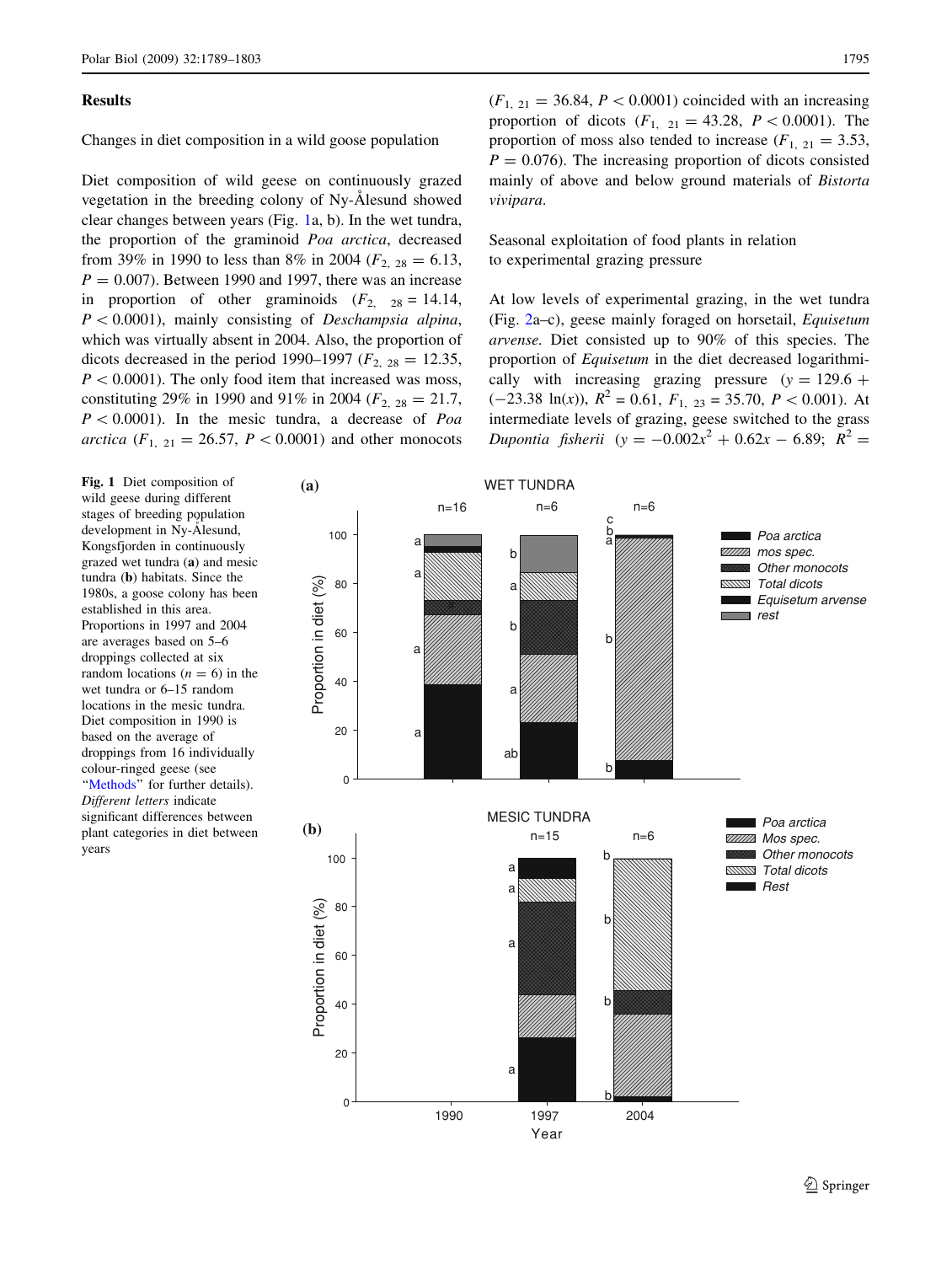## Results

### Changes in diet composition in a wild goose population

Diet composition of wild geese on continuously grazed vegetation in the breeding colony of Ny-Ålesund showed clear changes between years (Fig. 1a, b). In the wet tundra, the proportion of the graminoid *Poa arctica*, decreased from 39% in 1990 to less than 8% in 2004 ($F_{2,\ 28} = 6.13$, $P = 0.007$). Between 1990 and 1997, there was an increase in proportion of other graminoids ($F_{2,\ 28} = 14.14$, $P < 0.0001$), mainly consisting of *Deschampsia alpina*, which was virtually absent in 2004. Also, the proportion of dicots decreased in the period 1990–1997 ($F_{2,\ 28} = 12.35$, $P < 0.0001$). The only food item that increased was moss, constituting 29% in 1990 and 91% in 2004 ($F_{2,\ 28} = 21.7$, $P < 0.0001$). In the mesic tundra, a decrease of *Poa arctica* ($F_{1,\ 21} = 26.57$, $P < 0.0001$) and other monocots ($F_{1,\ 21} = 36.84$, $P < 0.0001$) coincided with an increasing proportion of dicots ($F_{1,\ 21} = 43.28$, $P < 0.0001$). The proportion of moss also tended to increase ($F_{1,\ 21} = 3.53$, $P = 0.076$). The increasing proportion of dicots consisted mainly of above and below ground materials of *Bistorta vivipara*.

### Seasonal exploitation of food plants in relation to experimental grazing pressure

At low levels of experimental grazing, in the wet tundra (Fig. 2a–c), geese mainly foraged on horsetail, *Equisetum arvense.* Diet consisted up to 90% of this species. The proportion of *Equisetum* in the diet decreased logarithmically with increasing grazing pressure ($y = 129.6 + (-23.38\ \ln(x))$, $R^2 = 0.61$, $F_{1,\ 23} = 35.70$, $P < 0.001$). At intermediate levels of grazing, geese switched to the grass *Dupontia fisherii* ($y = -0.002x^2 + 0.62x - 6.89$; $R^2 =$

**Fig. 1** Diet composition of wild geese during different stages of breeding population development in Ny-Ålesund, Kongsfjorden in continuously grazed wet tundra (**a**) and mesic tundra (**b**) habitats. Since the 1980s, a goose colony has been established in this area. Proportions in 1997 and 2004 are averages based on 5–6 droppings collected at six random locations ($n = 6$) in the wet tundra or 6–15 random locations in the mesic tundra. Diet composition in 1990 is based on the average of droppings from 16 individually colour-ringed geese (see "Methods" for further details). *Different letters* indicate significant differences between plant categories in diet between years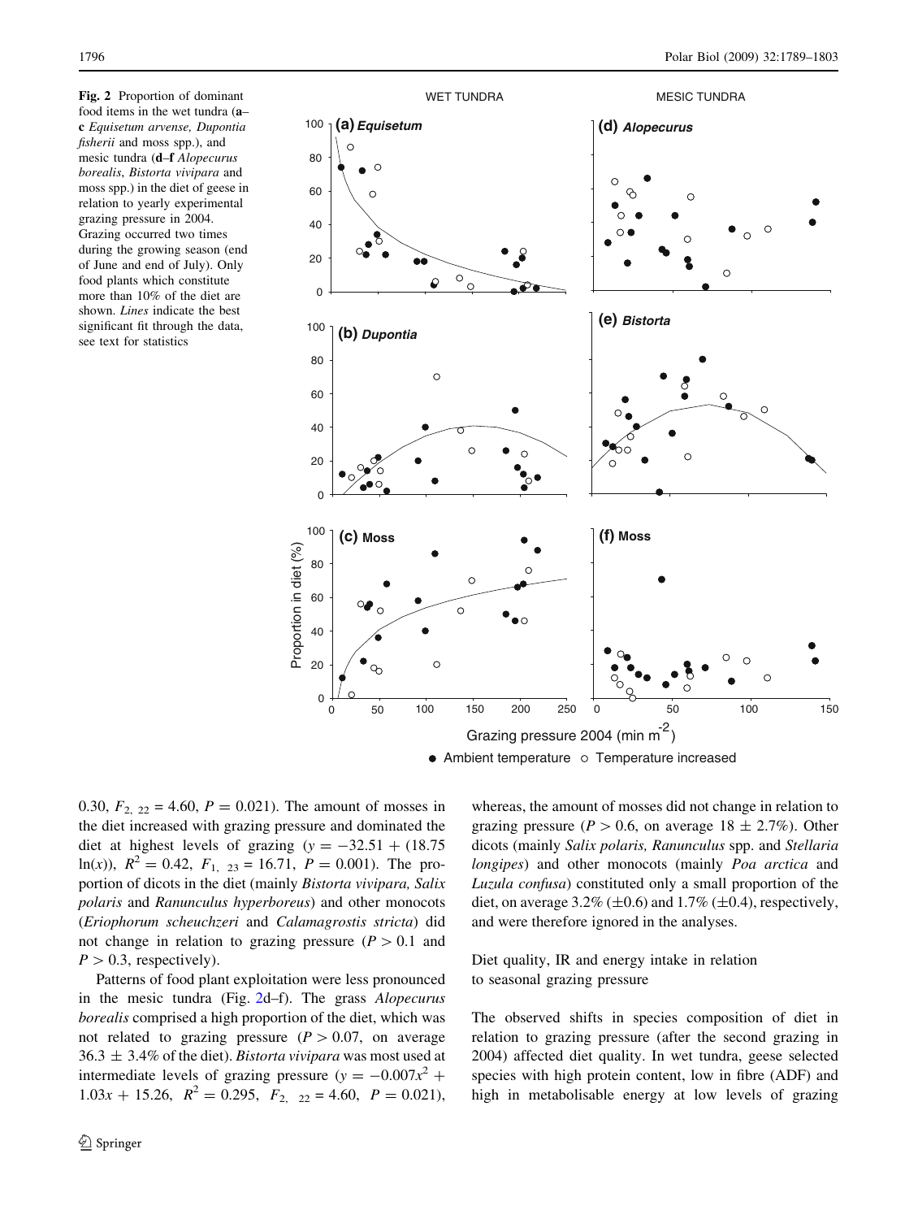**Fig. 2** Proportion of dominant food items in the wet tundra (**a**–**c** *Equisetum arvense, Dupontia fisherii* and moss spp.), and mesic tundra (**d**–**f** *Alopecurus borealis*, *Bistorta vivipara* and moss spp.) in the diet of geese in relation to yearly experimental grazing pressure in 2004. Grazing occurred two times during the growing season (end of June and end of July). Only food plants which constitute more than 10% of the diet are shown. *Lines* indicate the best significant fit through the data, see text for statistics

0.30, $F_{2,\ 22} = 4.60$, $P = 0.021$). The amount of mosses in the diet increased with grazing pressure and dominated the diet at highest levels of grazing ($y = -32.51 + (18.75 \ln(x))$, $R^2 = 0.42$, $F_{1,\ 23} = 16.71$, $P = 0.001$). The proportion of dicots in the diet (mainly *Bistorta vivipara, Salix polaris* and *Ranunculus hyperboreus*) and other monocots (*Eriophorum scheuchzeri* and *Calamagrostis stricta*) did not change in relation to grazing pressure ($P > 0.1$ and $P > 0.3$, respectively).

Patterns of food plant exploitation were less pronounced in the mesic tundra (Fig. 2d–f). The grass *Alopecurus borealis* comprised a high proportion of the diet, which was not related to grazing pressure ($P > 0.07$, on average $36.3 \pm 3.4\%$ of the diet). *Bistorta vivipara* was most used at intermediate levels of grazing pressure ($y = -0.007x^2 + 1.03x + 15.26$, $R^2 = 0.295$, $F_{2,\ 22} = 4.60$, $P = 0.021$), whereas, the amount of mosses did not change in relation to grazing pressure ($P > 0.6$, on average $18 \pm 2.7\%$). Other dicots (mainly *Salix polaris, Ranunculus* spp. and *Stellaria longipes*) and other monocots (mainly *Poa arctica* and *Luzula confusa*) constituted only a small proportion of the diet, on average 3.2% ($\pm 0.6$) and 1.7% ($\pm 0.4$), respectively, and were therefore ignored in the analyses.

### Diet quality, IR and energy intake in relation to seasonal grazing pressure

The observed shifts in species composition of diet in relation to grazing pressure (after the second grazing in 2004) affected diet quality. In wet tundra, geese selected species with high protein content, low in fibre (ADF) and high in metabolisable energy at low levels of grazing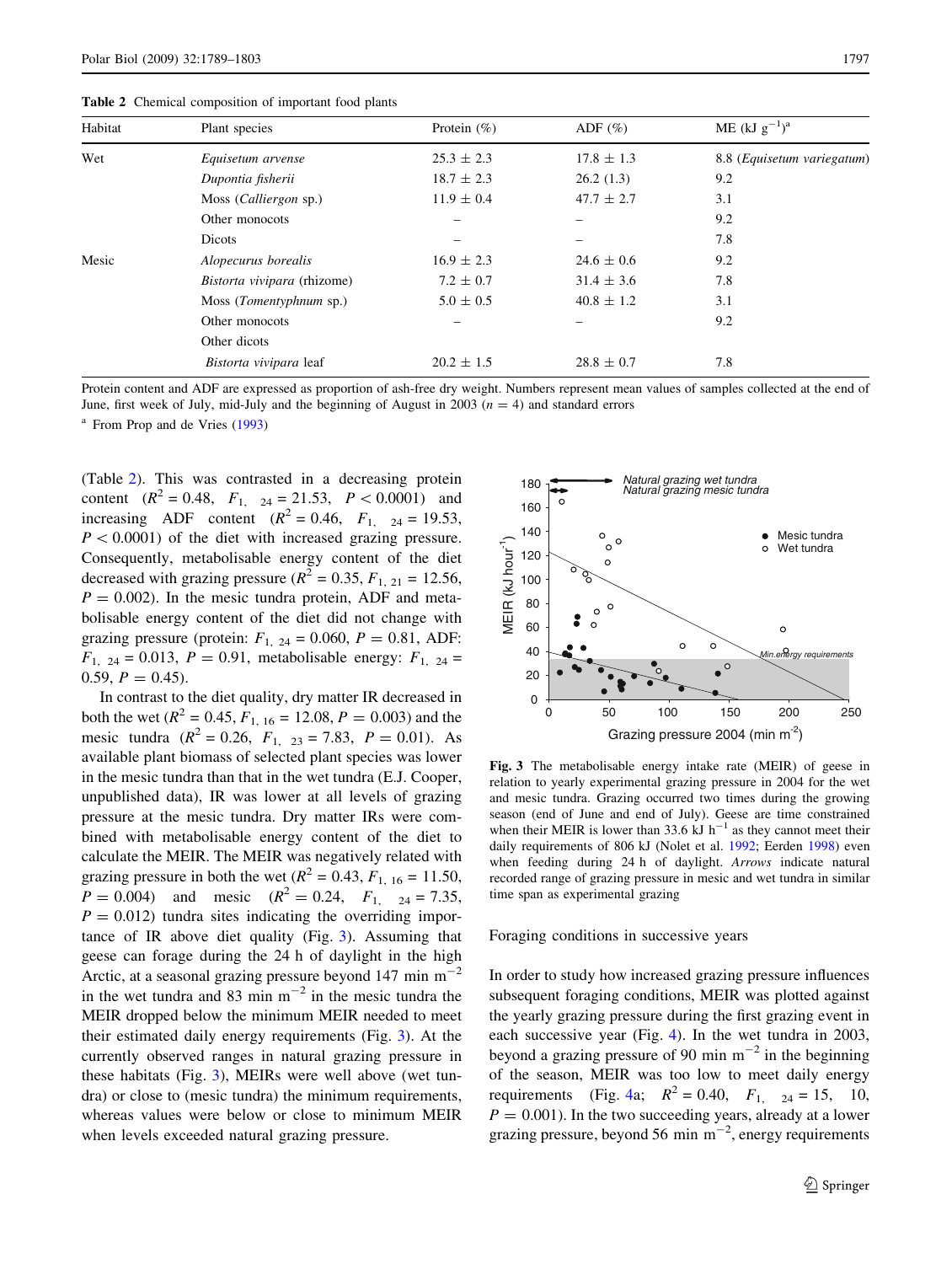**Table 2** Chemical composition of important food plants

| Habitat | Plant species | Protein (%) | ADF (%) | ME (kJ $g^{-1}$)[a] |
|---|---|---|---|---|
| Wet | *Equisetum arvense* | 25.3 ± 2.3 | 17.8 ± 1.3 | 8.8 (*Equisetum variegatum*) |
| | *Dupontia fisherii* | 18.7 ± 2.3 | 26.2 (1.3) | 9.2 |
| | Moss (*Calliergon* sp.) | 11.9 ± 0.4 | 47.7 ± 2.7 | 3.1 |
| | Other monocots | – | – | 9.2 |
| | Dicots | – | – | 7.8 |
| Mesic | *Alopecurus borealis* | 16.9 ± 2.3 | 24.6 ± 0.6 | 9.2 |
| | *Bistorta vivipara* (rhizome) | 7.2 ± 0.7 | 31.4 ± 3.6 | 7.8 |
| | Moss (*Tomentyphnum* sp.) | 5.0 ± 0.5 | 40.8 ± 1.2 | 3.1 |
| | Other monocots | – | – | 9.2 |
| | Other dicots | | | |
| | *Bistorta vivipara* leaf | 20.2 ± 1.5 | 28.8 ± 0.7 | 7.8 |

Protein content and ADF are expressed as proportion of ash-free dry weight. Numbers represent mean values of samples collected at the end of June, first week of July, mid-July and the beginning of August in 2003 ($n = 4$) and standard errors

[a] From Prop and de Vries (1993)

(Table 2). This was contrasted in a decreasing protein content ($R^2 = 0.48$, $F_{1,\ 24} = 21.53$, $P < 0.0001$) and increasing ADF content ($R^2 = 0.46$, $F_{1,\ 24} = 19.53$, $P < 0.0001$) of the diet with increased grazing pressure. Consequently, metabolisable energy content of the diet decreased with grazing pressure ($R^2 = 0.35$, $F_{1,\ 21} = 12.56$, $P = 0.002$). In the mesic tundra protein, ADF and metabolisable energy content of the diet did not change with grazing pressure (protein: $F_{1,\ 24} = 0.060$, $P = 0.81$, ADF: $F_{1,\ 24} = 0.013$, $P = 0.91$, metabolisable energy: $F_{1,\ 24} = 0.59$, $P = 0.45$).

In contrast to the diet quality, dry matter IR decreased in both the wet ($R^2 = 0.45$, $F_{1,\ 16} = 12.08$, $P = 0.003$) and the mesic tundra ($R^2 = 0.26$, $F_{1,\ 23} = 7.83$, $P = 0.01$). As available plant biomass of selected plant species was lower in the mesic tundra than that in the wet tundra (E.J. Cooper, unpublished data), IR was lower at all levels of grazing pressure at the mesic tundra. Dry matter IRs were combined with metabolisable energy content of the diet to calculate the MEIR. The MEIR was negatively related with grazing pressure in both the wet ($R^2 = 0.43$, $F_{1,\ 16} = 11.50$, $P = 0.004$) and mesic ($R^2 = 0.24$, $F_{1,\ 24} = 7.35$, $P = 0.012$) tundra sites indicating the overriding importance of IR above diet quality (Fig. 3). Assuming that geese can forage during the 24 h of daylight in the high Arctic, at a seasonal grazing pressure beyond 147 min $m^{-2}$ in the wet tundra and 83 min $m^{-2}$ in the mesic tundra the MEIR dropped below the minimum MEIR needed to meet their estimated daily energy requirements (Fig. 3). At the currently observed ranges in natural grazing pressure in these habitats (Fig. 3), MEIRs were well above (wet tundra) or close to (mesic tundra) the minimum requirements, whereas values were below or close to minimum MEIR when levels exceeded natural grazing pressure.

**Fig. 3** The metabolisable energy intake rate (MEIR) of geese in relation to yearly experimental grazing pressure in 2004 for the wet and mesic tundra. Grazing occurred two times during the growing season (end of June and end of July). Geese are time constrained when their MEIR is lower than 33.6 kJ $h^{-1}$ as they cannot meet their daily requirements of 806 kJ (Nolet et al. 1992; Eerden 1998) even when feeding during 24 h of daylight. *Arrows* indicate natural recorded range of grazing pressure in mesic and wet tundra in similar time span as experimental grazing

## Foraging conditions in successive years

In order to study how increased grazing pressure influences subsequent foraging conditions, MEIR was plotted against the yearly grazing pressure during the first grazing event in each successive year (Fig. 4). In the wet tundra in 2003, beyond a grazing pressure of 90 min $m^{-2}$ in the beginning of the season, MEIR was too low to meet daily energy requirements (Fig. 4a; $R^2 = 0.40$, $F_{1,\ 24} = 15,\ 10$, $P = 0.001$). In the two succeeding years, already at a lower grazing pressure, beyond 56 min $m^{-2}$, energy requirements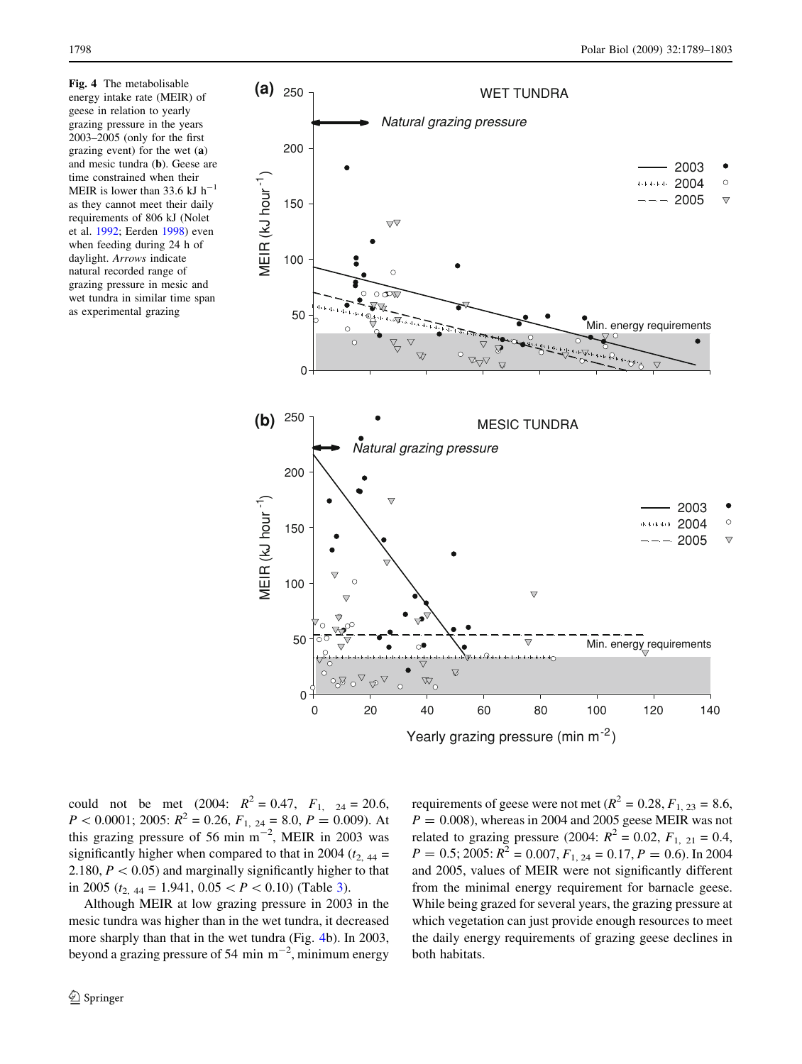**Fig. 4** The metabolisable energy intake rate (MEIR) of geese in relation to yearly grazing pressure in the years 2003–2005 (only for the first grazing event) for the wet (**a**) and mesic tundra (**b**). Geese are time constrained when their MEIR is lower than 33.6 kJ $h^{-1}$ as they cannot meet their daily requirements of 806 kJ (Nolet et al. 1992; Eerden 1998) even when feeding during 24 h of daylight. *Arrows* indicate natural recorded range of grazing pressure in mesic and wet tundra in similar time span as experimental grazing

could not be met (2004: $R^2 = 0.47$, $F_{1,\ 24} = 20.6$, $P < 0.0001$; 2005: $R^2 = 0.26$, $F_{1,\ 24} = 8.0$, $P = 0.009$). At this grazing pressure of 56 min $m^{-2}$, MEIR in 2003 was significantly higher when compared to that in 2004 ($t_{2,\ 44} = 2.180$, $P < 0.05$) and marginally significantly higher to that in 2005 ($t_{2,\ 44} = 1.941$, $0.05 < P < 0.10$) (Table 3).

Although MEIR at low grazing pressure in 2003 in the mesic tundra was higher than in the wet tundra, it decreased more sharply than that in the wet tundra (Fig. 4b). In 2003, beyond a grazing pressure of 54 min $m^{-2}$, minimum energy requirements of geese were not met ($R^2 = 0.28$, $F_{1,\ 23} = 8.6$, $P = 0.008$), whereas in 2004 and 2005 geese MEIR was not related to grazing pressure (2004: $R^2 = 0.02$, $F_{1,\ 21} = 0.4$, $P = 0.5$; 2005: $R^2 = 0.007$, $F_{1,\ 24} = 0.17$, $P = 0.6$). In 2004 and 2005, values of MEIR were not significantly different from the minimal energy requirement for barnacle geese. While being grazed for several years, the grazing pressure at which vegetation can just provide enough resources to meet the daily energy requirements of grazing geese declines in both habitats.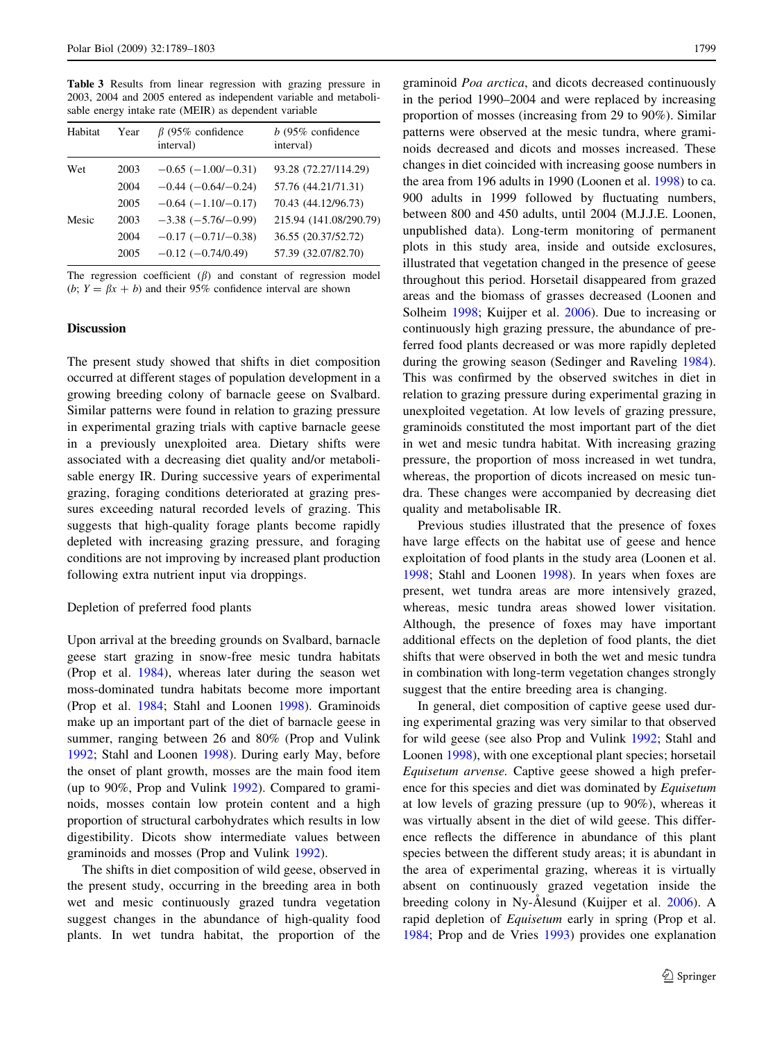**Table 3** Results from linear regression with grazing pressure in 2003, 2004 and 2005 entered as independent variable and metabolisable energy intake rate (MEIR) as dependent variable

| Habitat | Year | $\beta$ (95% confidence interval) | $b$ (95% confidence interval) |
|---|---|---|---|
| Wet | 2003 | −0.65 (−1.00/−0.31) | 93.28 (72.27/114.29) |
| | 2004 | −0.44 (−0.64/−0.24) | 57.76 (44.21/71.31) |
| | 2005 | −0.64 (−1.10/−0.17) | 70.43 (44.12/96.73) |
| Mesic | 2003 | −3.38 (−5.76/−0.99) | 215.94 (141.08/290.79) |
| | 2004 | −0.17 (−0.71/−0.38) | 36.55 (20.37/52.72) |
| | 2005 | −0.12 (−0.74/0.49) | 57.39 (32.07/82.70) |

The regression coefficient ($\beta$) and constant of regression model ($b$; $Y = \beta x + b$) and their 95% confidence interval are shown

## Discussion

The present study showed that shifts in diet composition occurred at different stages of population development in a growing breeding colony of barnacle geese on Svalbard. Similar patterns were found in relation to grazing pressure in experimental grazing trials with captive barnacle geese in a previously unexploited area. Dietary shifts were associated with a decreasing diet quality and/or metabolisable energy IR. During successive years of experimental grazing, foraging conditions deteriorated at grazing pressures exceeding natural recorded levels of grazing. This suggests that high-quality forage plants become rapidly depleted with increasing grazing pressure, and foraging conditions are not improving by increased plant production following extra nutrient input via droppings.

### Depletion of preferred food plants

Upon arrival at the breeding grounds on Svalbard, barnacle geese start grazing in snow-free mesic tundra habitats (Prop et al. 1984), whereas later during the season wet moss-dominated tundra habitats become more important (Prop et al. 1984; Stahl and Loonen 1998). Graminoids make up an important part of the diet of barnacle geese in summer, ranging between 26 and 80% (Prop and Vulink 1992; Stahl and Loonen 1998). During early May, before the onset of plant growth, mosses are the main food item (up to 90%, Prop and Vulink 1992). Compared to graminoids, mosses contain low protein content and a high proportion of structural carbohydrates which results in low digestibility. Dicots show intermediate values between graminoids and mosses (Prop and Vulink 1992).

The shifts in diet composition of wild geese, observed in the present study, occurring in the breeding area in both wet and mesic continuously grazed tundra vegetation suggest changes in the abundance of high-quality food plants. In wet tundra habitat, the proportion of the graminoid *Poa arctica*, and dicots decreased continuously in the period 1990–2004 and were replaced by increasing proportion of mosses (increasing from 29 to 90%). Similar patterns were observed at the mesic tundra, where graminoids decreased and dicots and mosses increased. These changes in diet coincided with increasing goose numbers in the area from 196 adults in 1990 (Loonen et al. 1998) to ca. 900 adults in 1999 followed by fluctuating numbers, between 800 and 450 adults, until 2004 (M.J.J.E. Loonen, unpublished data). Long-term monitoring of permanent plots in this study area, inside and outside exclosures, illustrated that vegetation changed in the presence of geese throughout this period. Horsetail disappeared from grazed areas and the biomass of grasses decreased (Loonen and Solheim 1998; Kuijper et al. 2006). Due to increasing or continuously high grazing pressure, the abundance of preferred food plants decreased or was more rapidly depleted during the growing season (Sedinger and Raveling 1984). This was confirmed by the observed switches in diet in relation to grazing pressure during experimental grazing in unexploited vegetation. At low levels of grazing pressure, graminoids constituted the most important part of the diet in wet and mesic tundra habitat. With increasing grazing pressure, the proportion of moss increased in wet tundra, whereas, the proportion of dicots increased on mesic tundra. These changes were accompanied by decreasing diet quality and metabolisable IR.

Previous studies illustrated that the presence of foxes have large effects on the habitat use of geese and hence exploitation of food plants in the study area (Loonen et al. 1998; Stahl and Loonen 1998). In years when foxes are present, wet tundra areas are more intensively grazed, whereas, mesic tundra areas showed lower visitation. Although, the presence of foxes may have important additional effects on the depletion of food plants, the diet shifts that were observed in both the wet and mesic tundra in combination with long-term vegetation changes strongly suggest that the entire breeding area is changing.

In general, diet composition of captive geese used during experimental grazing was very similar to that observed for wild geese (see also Prop and Vulink 1992; Stahl and Loonen 1998), with one exceptional plant species; horsetail *Equisetum arvense*. Captive geese showed a high preference for this species and diet was dominated by *Equisetum* at low levels of grazing pressure (up to 90%), whereas it was virtually absent in the diet of wild geese. This difference reflects the difference in abundance of this plant species between the different study areas; it is abundant in the area of experimental grazing, whereas it is virtually absent on continuously grazed vegetation inside the breeding colony in Ny-Ålesund (Kuijper et al. 2006). A rapid depletion of *Equisetum* early in spring (Prop et al. 1984; Prop and de Vries 1993) provides one explanation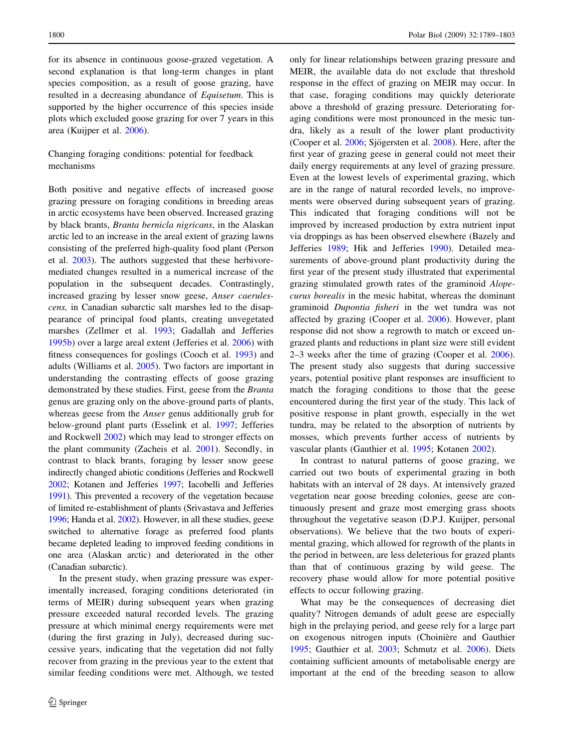for its absence in continuous goose-grazed vegetation. A second explanation is that long-term changes in plant species composition, as a result of goose grazing, have resulted in a decreasing abundance of *Equisetum*. This is supported by the higher occurrence of this species inside plots which excluded goose grazing for over 7 years in this area (Kuijper et al. 2006).

### Changing foraging conditions: potential for feedback mechanisms

Both positive and negative effects of increased goose grazing pressure on foraging conditions in breeding areas in arctic ecosystems have been observed. Increased grazing by black brants, *Branta bernicla nigricans*, in the Alaskan arctic led to an increase in the areal extent of grazing lawns consisting of the preferred high-quality food plant (Person et al. 2003). The authors suggested that these herbivore-mediated changes resulted in a numerical increase of the population in the subsequent decades. Contrastingly, increased grazing by lesser snow geese, *Anser caerulescens,* in Canadian subarctic salt marshes led to the disappearance of principal food plants, creating unvegetated marshes (Zellmer et al. 1993; Gadallah and Jefferies 1995b) over a large areal extent (Jefferies et al. 2006) with fitness consequences for goslings (Cooch et al. 1993) and adults (Williams et al. 2005). Two factors are important in understanding the contrasting effects of goose grazing demonstrated by these studies. First, geese from the *Branta* genus are grazing only on the above-ground parts of plants, whereas geese from the *Anser* genus additionally grub for below-ground plant parts (Esselink et al. 1997; Jefferies and Rockwell 2002) which may lead to stronger effects on the plant community (Zacheis et al. 2001). Secondly, in contrast to black brants, foraging by lesser snow geese indirectly changed abiotic conditions (Jefferies and Rockwell 2002; Kotanen and Jefferies 1997; Iacobelli and Jefferies 1991). This prevented a recovery of the vegetation because of limited re-establishment of plants (Srivastava and Jefferies 1996; Handa et al. 2002). However, in all these studies, geese switched to alternative forage as preferred food plants became depleted leading to improved feeding conditions in one area (Alaskan arctic) and deteriorated in the other (Canadian subarctic).

In the present study, when grazing pressure was experimentally increased, foraging conditions deteriorated (in terms of MEIR) during subsequent years when grazing pressure exceeded natural recorded levels. The grazing pressure at which minimal energy requirements were met (during the first grazing in July), decreased during successive years, indicating that the vegetation did not fully recover from grazing in the previous year to the extent that similar feeding conditions were met. Although, we tested only for linear relationships between grazing pressure and MEIR, the available data do not exclude that threshold response in the effect of grazing on MEIR may occur. In that case, foraging conditions may quickly deteriorate above a threshold of grazing pressure. Deteriorating foraging conditions were most pronounced in the mesic tundra, likely as a result of the lower plant productivity (Cooper et al. 2006; Sjögersten et al. 2008). Here, after the first year of grazing geese in general could not meet their daily energy requirements at any level of grazing pressure. Even at the lowest levels of experimental grazing, which are in the range of natural recorded levels, no improvements were observed during subsequent years of grazing. This indicated that foraging conditions will not be improved by increased production by extra nutrient input via droppings as has been observed elsewhere (Bazely and Jefferies 1989; Hik and Jefferies 1990). Detailed measurements of above-ground plant productivity during the first year of the present study illustrated that experimental grazing stimulated growth rates of the graminoid *Alopecurus borealis* in the mesic habitat, whereas the dominant graminoid *Dupontia fisheri* in the wet tundra was not affected by grazing (Cooper et al. 2006). However, plant response did not show a regrowth to match or exceed ungrazed plants and reductions in plant size were still evident 2–3 weeks after the time of grazing (Cooper et al. 2006). The present study also suggests that during successive years, potential positive plant responses are insufficient to match the foraging conditions to those that the geese encountered during the first year of the study. This lack of positive response in plant growth, especially in the wet tundra, may be related to the absorption of nutrients by mosses, which prevents further access of nutrients by vascular plants (Gauthier et al. 1995; Kotanen 2002).

In contrast to natural patterns of goose grazing, we carried out two bouts of experimental grazing in both habitats with an interval of 28 days. At intensively grazed vegetation near goose breeding colonies, geese are continuously present and graze most emerging grass shoots throughout the vegetative season (D.P.J. Kuijper, personal observations). We believe that the two bouts of experimental grazing, which allowed for regrowth of the plants in the period in between, are less deleterious for grazed plants than that of continuous grazing by wild geese. The recovery phase would allow for more potential positive effects to occur following grazing.

What may be the consequences of decreasing diet quality? Nitrogen demands of adult geese are especially high in the prelaying period, and geese rely for a large part on exogenous nitrogen inputs (Choinière and Gauthier 1995; Gauthier et al. 2003; Schmutz et al. 2006). Diets containing sufficient amounts of metabolisable energy are important at the end of the breeding season to allow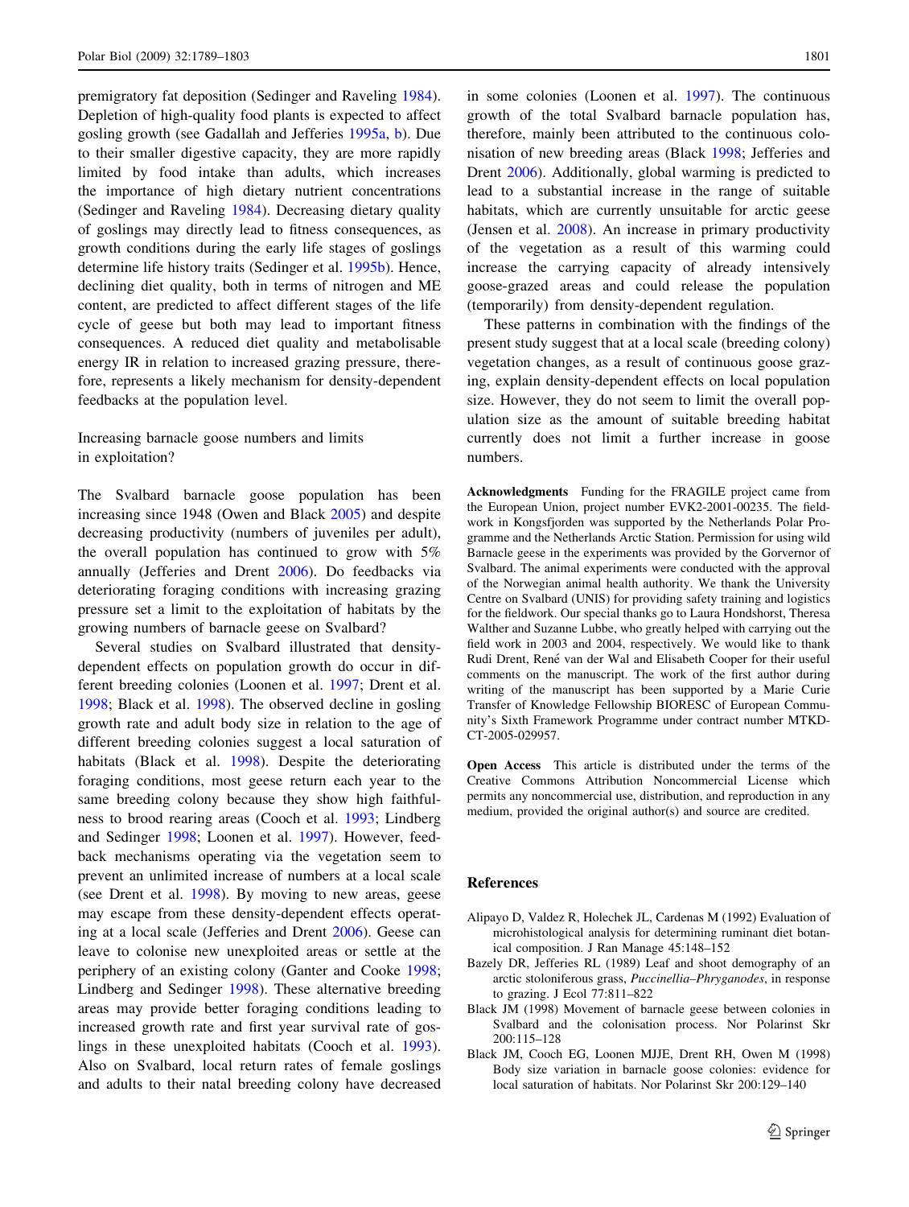premigratory fat deposition (Sedinger and Raveling 1984). Depletion of high-quality food plants is expected to affect gosling growth (see Gadallah and Jefferies 1995a, b). Due to their smaller digestive capacity, they are more rapidly limited by food intake than adults, which increases the importance of high dietary nutrient concentrations (Sedinger and Raveling 1984). Decreasing dietary quality of goslings may directly lead to fitness consequences, as growth conditions during the early life stages of goslings determine life history traits (Sedinger et al. 1995b). Hence, declining diet quality, both in terms of nitrogen and ME content, are predicted to affect different stages of the life cycle of geese but both may lead to important fitness consequences. A reduced diet quality and metabolisable energy IR in relation to increased grazing pressure, therefore, represents a likely mechanism for density-dependent feedbacks at the population level.

### Increasing barnacle goose numbers and limits in exploitation?

The Svalbard barnacle goose population has been increasing since 1948 (Owen and Black 2005) and despite decreasing productivity (numbers of juveniles per adult), the overall population has continued to grow with 5% annually (Jefferies and Drent 2006). Do feedbacks via deteriorating foraging conditions with increasing grazing pressure set a limit to the exploitation of habitats by the growing numbers of barnacle geese on Svalbard?

Several studies on Svalbard illustrated that density-dependent effects on population growth do occur in different breeding colonies (Loonen et al. 1997; Drent et al. 1998; Black et al. 1998). The observed decline in gosling growth rate and adult body size in relation to the age of different breeding colonies suggest a local saturation of habitats (Black et al. 1998). Despite the deteriorating foraging conditions, most geese return each year to the same breeding colony because they show high faithfulness to brood rearing areas (Cooch et al. 1993; Lindberg and Sedinger 1998; Loonen et al. 1997). However, feedback mechanisms operating via the vegetation seem to prevent an unlimited increase of numbers at a local scale (see Drent et al. 1998). By moving to new areas, geese may escape from these density-dependent effects operating at a local scale (Jefferies and Drent 2006). Geese can leave to colonise new unexploited areas or settle at the periphery of an existing colony (Ganter and Cooke 1998; Lindberg and Sedinger 1998). These alternative breeding areas may provide better foraging conditions leading to increased growth rate and first year survival rate of goslings in these unexploited habitats (Cooch et al. 1993). Also on Svalbard, local return rates of female goslings and adults to their natal breeding colony have decreased in some colonies (Loonen et al. 1997). The continuous growth of the total Svalbard barnacle population has, therefore, mainly been attributed to the continuous colonisation of new breeding areas (Black 1998; Jefferies and Drent 2006). Additionally, global warming is predicted to lead to a substantial increase in the range of suitable habitats, which are currently unsuitable for arctic geese (Jensen et al. 2008). An increase in primary productivity of the vegetation as a result of this warming could increase the carrying capacity of already intensively goose-grazed areas and could release the population (temporarily) from density-dependent regulation.

These patterns in combination with the findings of the present study suggest that at a local scale (breeding colony) vegetation changes, as a result of continuous goose grazing, explain density-dependent effects on local population size. However, they do not seem to limit the overall population size as the amount of suitable breeding habitat currently does not limit a further increase in goose numbers.

**Acknowledgments** Funding for the FRAGILE project came from the European Union, project number EVK2-2001-00235. The fieldwork in Kongsfjorden was supported by the Netherlands Polar Programme and the Netherlands Arctic Station. Permission for using wild Barnacle geese in the experiments was provided by the Gorvernor of Svalbard. The animal experiments were conducted with the approval of the Norwegian animal health authority. We thank the University Centre on Svalbard (UNIS) for providing safety training and logistics for the fieldwork. Our special thanks go to Laura Hondshorst, Theresa Walther and Suzanne Lubbe, who greatly helped with carrying out the field work in 2003 and 2004, respectively. We would like to thank Rudi Drent, René van der Wal and Elisabeth Cooper for their useful comments on the manuscript. The work of the first author during writing of the manuscript has been supported by a Marie Curie Transfer of Knowledge Fellowship BIORESC of European Community's Sixth Framework Programme under contract number MTKD-CT-2005-029957.

**Open Access** This article is distributed under the terms of the Creative Commons Attribution Noncommercial License which permits any noncommercial use, distribution, and reproduction in any medium, provided the original author(s) and source are credited.

## References

Alipayo D, Valdez R, Holechek JL, Cardenas M (1992) Evaluation of microhistological analysis for determining ruminant diet botanical composition. J Ran Manage 45:148–152

Bazely DR, Jefferies RL (1989) Leaf and shoot demography of an arctic stoloniferous grass, *Puccinellia–Phryganodes*, in response to grazing. J Ecol 77:811–822

Black JM (1998) Movement of barnacle geese between colonies in Svalbard and the colonisation process. Nor Polarinst Skr 200:115–128

Black JM, Cooch EG, Loonen MJJE, Drent RH, Owen M (1998) Body size variation in barnacle goose colonies: evidence for local saturation of habitats. Nor Polarinst Skr 200:129–140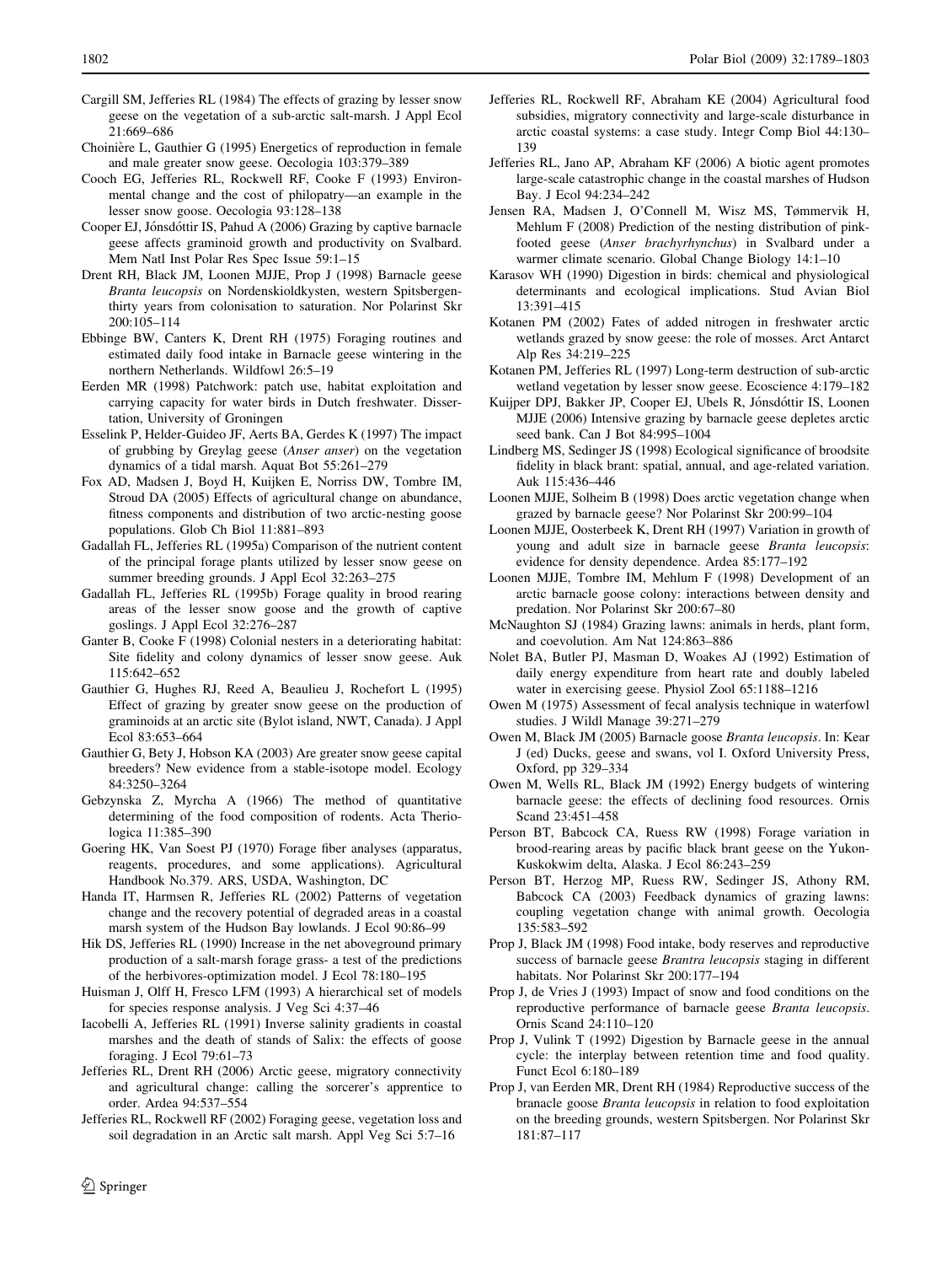Cargill SM, Jefferies RL (1984) The effects of grazing by lesser snow geese on the vegetation of a sub-arctic salt-marsh. J Appl Ecol 21:669–686

Choinière L, Gauthier G (1995) Energetics of reproduction in female and male greater snow geese. Oecologia 103:379–389

Cooch EG, Jefferies RL, Rockwell RF, Cooke F (1993) Environmental change and the cost of philopatry—an example in the lesser snow goose. Oecologia 93:128–138

Cooper EJ, Jónsdóttir IS, Pahud A (2006) Grazing by captive barnacle geese affects graminoid growth and productivity on Svalbard. Mem Natl Inst Polar Res Spec Issue 59:1–15

Drent RH, Black JM, Loonen MJJE, Prop J (1998) Barnacle geese *Branta leucopsis* on Nordenskioldkysten, western Spitsbergen-thirty years from colonisation to saturation. Nor Polarinst Skr 200:105–114

Ebbinge BW, Canters K, Drent RH (1975) Foraging routines and estimated daily food intake in Barnacle geese wintering in the northern Netherlands. Wildfowl 26:5–19

Eerden MR (1998) Patchwork: patch use, habitat exploitation and carrying capacity for water birds in Dutch freshwater. Dissertation, University of Groningen

Esselink P, Helder-Guideo JF, Aerts BA, Gerdes K (1997) The impact of grubbing by Greylag geese (*Anser anser*) on the vegetation dynamics of a tidal marsh. Aquat Bot 55:261–279

Fox AD, Madsen J, Boyd H, Kuijken E, Norriss DW, Tombre IM, Stroud DA (2005) Effects of agricultural change on abundance, fitness components and distribution of two arctic-nesting goose populations. Glob Ch Biol 11:881–893

Gadallah FL, Jefferies RL (1995a) Comparison of the nutrient content of the principal forage plants utilized by lesser snow geese on summer breeding grounds. J Appl Ecol 32:263–275

Gadallah FL, Jefferies RL (1995b) Forage quality in brood rearing areas of the lesser snow goose and the growth of captive goslings. J Appl Ecol 32:276–287

Ganter B, Cooke F (1998) Colonial nesters in a deteriorating habitat: Site fidelity and colony dynamics of lesser snow geese. Auk 115:642–652

Gauthier G, Hughes RJ, Reed A, Beaulieu J, Rochefort L (1995) Effect of grazing by greater snow geese on the production of graminoids at an arctic site (Bylot island, NWT, Canada). J Appl Ecol 83:653–664

Gauthier G, Bety J, Hobson KA (2003) Are greater snow geese capital breeders? New evidence from a stable-isotope model. Ecology 84:3250–3264

Gebzynska Z, Myrcha A (1966) The method of quantitative determining of the food composition of rodents. Acta Theriologica 11:385–390

Goering HK, Van Soest PJ (1970) Forage fiber analyses (apparatus, reagents, procedures, and some applications). Agricultural Handbook No.379. ARS, USDA, Washington, DC

Handa IT, Harmsen R, Jefferies RL (2002) Patterns of vegetation change and the recovery potential of degraded areas in a coastal marsh system of the Hudson Bay lowlands. J Ecol 90:86–99

Hik DS, Jefferies RL (1990) Increase in the net aboveground primary production of a salt-marsh forage grass- a test of the predictions of the herbivores-optimization model. J Ecol 78:180–195

Huisman J, Olff H, Fresco LFM (1993) A hierarchical set of models for species response analysis. J Veg Sci 4:37–46

Iacobelli A, Jefferies RL (1991) Inverse salinity gradients in coastal marshes and the death of stands of Salix: the effects of goose foraging. J Ecol 79:61–73

Jefferies RL, Drent RH (2006) Arctic geese, migratory connectivity and agricultural change: calling the sorcerer's apprentice to order. Ardea 94:537–554

Jefferies RL, Rockwell RF (2002) Foraging geese, vegetation loss and soil degradation in an Arctic salt marsh. Appl Veg Sci 5:7–16

Jefferies RL, Rockwell RF, Abraham KE (2004) Agricultural food subsidies, migratory connectivity and large-scale disturbance in arctic coastal systems: a case study. Integr Comp Biol 44:130–139

Jefferies RL, Jano AP, Abraham KF (2006) A biotic agent promotes large-scale catastrophic change in the coastal marshes of Hudson Bay. J Ecol 94:234–242

Jensen RA, Madsen J, O'Connell M, Wisz MS, Tømmervik H, Mehlum F (2008) Prediction of the nesting distribution of pink-footed geese (*Anser brachyrhynchus*) in Svalbard under a warmer climate scenario. Global Change Biology 14:1–10

Karasov WH (1990) Digestion in birds: chemical and physiological determinants and ecological implications. Stud Avian Biol 13:391–415

Kotanen PM (2002) Fates of added nitrogen in freshwater arctic wetlands grazed by snow geese: the role of mosses. Arct Antarct Alp Res 34:219–225

Kotanen PM, Jefferies RL (1997) Long-term destruction of sub-arctic wetland vegetation by lesser snow geese. Ecoscience 4:179–182

Kuijper DPJ, Bakker JP, Cooper EJ, Ubels R, Jónsdóttir IS, Loonen MJJE (2006) Intensive grazing by barnacle geese depletes arctic seed bank. Can J Bot 84:995–1004

Lindberg MS, Sedinger JS (1998) Ecological significance of broodsite fidelity in black brant: spatial, annual, and age-related variation. Auk 115:436–446

Loonen MJJE, Solheim B (1998) Does arctic vegetation change when grazed by barnacle geese? Nor Polarinst Skr 200:99–104

Loonen MJJE, Oosterbeek K, Drent RH (1997) Variation in growth of young and adult size in barnacle geese *Branta leucopsis*: evidence for density dependence. Ardea 85:177–192

Loonen MJJE, Tombre IM, Mehlum F (1998) Development of an arctic barnacle goose colony: interactions between density and predation. Nor Polarinst Skr 200:67–80

McNaughton SJ (1984) Grazing lawns: animals in herds, plant form, and coevolution. Am Nat 124:863–886

Nolet BA, Butler PJ, Masman D, Woakes AJ (1992) Estimation of daily energy expenditure from heart rate and doubly labeled water in exercising geese. Physiol Zool 65:1188–1216

Owen M (1975) Assessment of fecal analysis technique in waterfowl studies. J Wildl Manage 39:271–279

Owen M, Black JM (2005) Barnacle goose *Branta leucopsis*. In: Kear J (ed) Ducks, geese and swans, vol I. Oxford University Press, Oxford, pp 329–334

Owen M, Wells RL, Black JM (1992) Energy budgets of wintering barnacle geese: the effects of declining food resources. Ornis Scand 23:451–458

Person BT, Babcock CA, Ruess RW (1998) Forage variation in brood-rearing areas by pacific black brant geese on the Yukon-Kuskokwim delta, Alaska. J Ecol 86:243–259

Person BT, Herzog MP, Ruess RW, Sedinger JS, Athony RM, Babcock CA (2003) Feedback dynamics of grazing lawns: coupling vegetation change with animal growth. Oecologia 135:583–592

Prop J, Black JM (1998) Food intake, body reserves and reproductive success of barnacle geese *Brantra leucopsis* staging in different habitats. Nor Polarinst Skr 200:177–194

Prop J, de Vries J (1993) Impact of snow and food conditions on the reproductive performance of barnacle geese *Branta leucopsis*. Ornis Scand 24:110–120

Prop J, Vulink T (1992) Digestion by Barnacle geese in the annual cycle: the interplay between retention time and food quality. Funct Ecol 6:180–189

Prop J, van Eerden MR, Drent RH (1984) Reproductive success of the branacle goose *Branta leucopsis* in relation to food exploitation on the breeding grounds, western Spitsbergen. Nor Polarinst Skr 181:87–117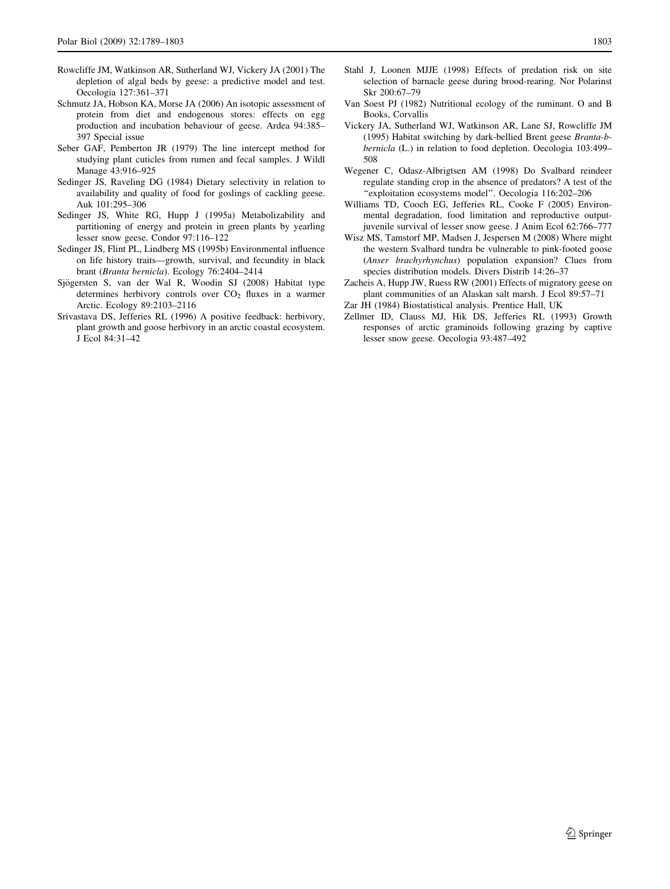Rowcliffe JM, Watkinson AR, Sutherland WJ, Vickery JA (2001) The depletion of algal beds by geese: a predictive model and test. Oecologia 127:361–371

Schmutz JA, Hobson KA, Morse JA (2006) An isotopic assessment of protein from diet and endogenous stores: effects on egg production and incubation behaviour of geese. Ardea 94:385–397 Special issue

Seber GAF, Pemberton JR (1979) The line intercept method for studying plant cuticles from rumen and fecal samples. J Wildl Manage 43:916–925

Sedinger JS, Raveling DG (1984) Dietary selectivity in relation to availability and quality of food for goslings of cackling geese. Auk 101:295–306

Sedinger JS, White RG, Hupp J (1995a) Metabolizability and partitioning of energy and protein in green plants by yearling lesser snow geese. Condor 97:116–122

Sedinger JS, Flint PL, Lindberg MS (1995b) Environmental influence on life history traits—growth, survival, and fecundity in black brant (*Branta bernicla*). Ecology 76:2404–2414

Sjögersten S, van der Wal R, Woodin SJ (2008) Habitat type determines herbivory controls over $CO_2$ fluxes in a warmer Arctic. Ecology 89:2103–2116

Srivastava DS, Jefferies RL (1996) A positive feedback: herbivory, plant growth and goose herbivory in an arctic coastal ecosystem. J Ecol 84:31–42

Stahl J, Loonen MJJE (1998) Effects of predation risk on site selection of barnacle geese during brood-rearing. Nor Polarinst Skr 200:67–79

Van Soest PJ (1982) Nutritional ecology of the ruminant. O and B Books, Corvallis

Vickery JA, Sutherland WJ, Watkinson AR, Lane SJ, Rowcliffe JM (1995) Habitat switching by dark-bellied Brent geese *Branta-b-bernicla* (L.) in relation to food depletion. Oecologia 103:499–508

Wegener C, Odasz-Albrigtsen AM (1998) Do Svalbard reindeer regulate standing crop in the absence of predators? A test of the "exploitation ecosystems model". Oecologia 116:202–206

Williams TD, Cooch EG, Jefferies RL, Cooke F (2005) Environmental degradation, food limitation and reproductive output-juvenile survival of lesser snow geese. J Anim Ecol 62:766–777

Wisz MS, Tamstorf MP, Madsen J, Jespersen M (2008) Where might the western Svalbard tundra be vulnerable to pink-footed goose (*Anser brachyrhynchus*) population expansion? Clues from species distribution models. Divers Distrib 14:26–37

Zacheis A, Hupp JW, Ruess RW (2001) Effects of migratory geese on plant communities of an Alaskan salt marsh. J Ecol 89:57–71

Zar JH (1984) Biostatistical analysis. Prentice Hall, UK

Zellmer ID, Clauss MJ, Hik DS, Jefferies RL (1993) Growth responses of arctic graminoids following grazing by captive lesser snow geese. Oecologia 93:487–492